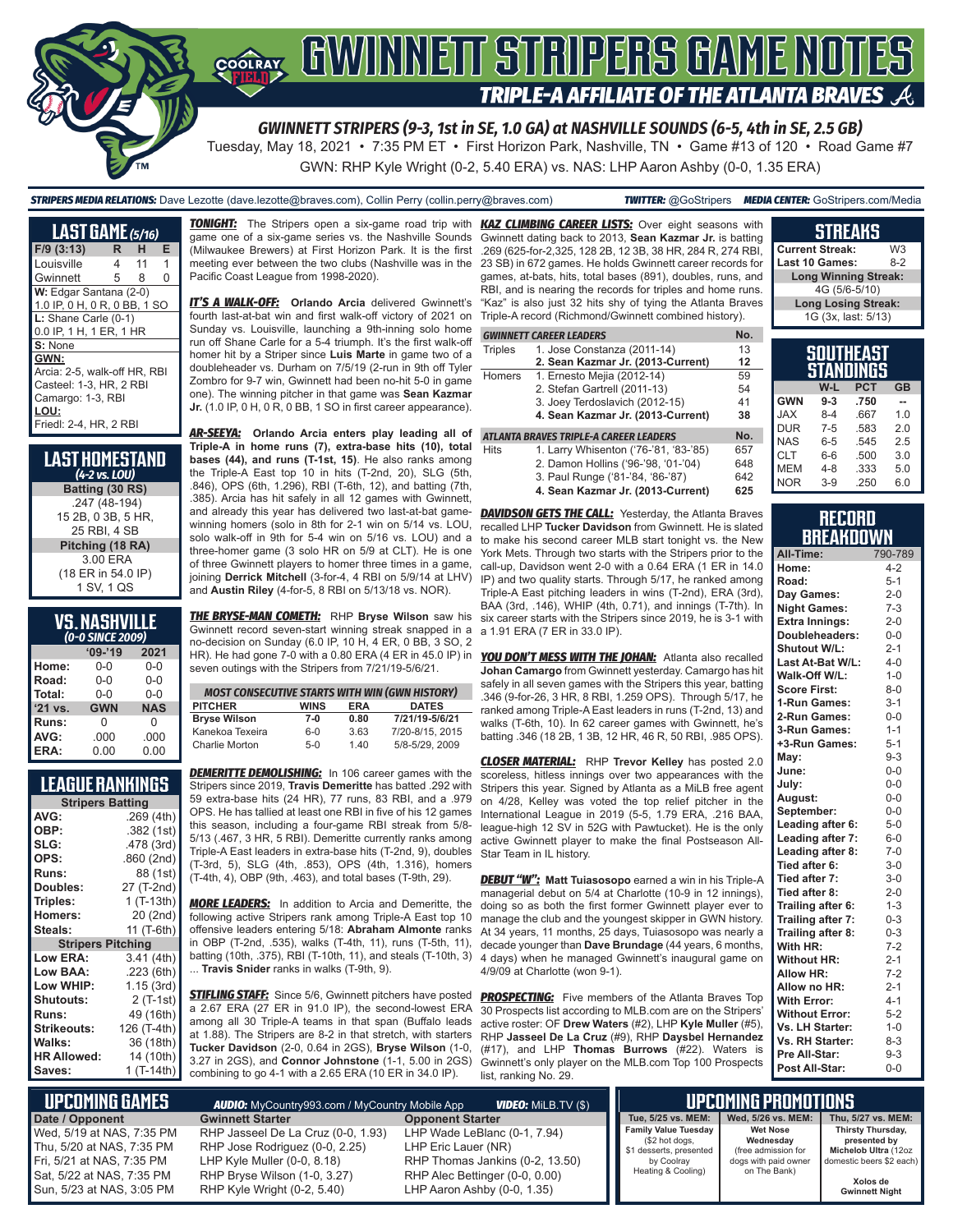# GWINNETT STRIPERS GAME NOTES

## TRIPLE-A AFFILIATE OF THE ATLANTA BRAVES

### GWINNETT STRIPERS (9-3, 1st in SE, 1.0 GA) at NASHVILLE SOUNDS (6-5, 4th in SE, 2.5 GB)

Tuesday, May 18, 2021 • 7:35 PM ET • First Horizon Park, Nashville, TN • Game #13 of 120 • Road Game #7

GWN: RHP Kyle Wright (0-2, 5.40 ERA) vs. NAS: LHP Aaron Ashby (0-0, 1.35 ERA)

***STRIPERS MEDIA RELATIONS:*** Dave Lezotte (dave.lezotte@braves.com), Collin Perry (collin.perry@braves.com) ***TWITTER:*** @GoStripers ***MEDIA CENTER:*** GoStripers.com/Media

## LAST GAME (5/16)

| F/9 (3:13) | R | H | E |
|---|---|---|---|
| Louisville | 4 | 11 | 1 |
| Gwinnett | 5 | 8 | 0 |

**W:** Edgar Santana (2-0)
1.0 IP, 0 H, 0 R, 0 BB, 1 SO

**L:** Shane Carle (0-1)
0.0 IP, 1 H, 1 ER, 1 HR

**S:** None

**GWN:**
Arcia: 2-5, walk-off HR, RBI
Casteel: 1-3, HR, 2 RBI
Camargo: 1-3, RBI

**LOU:**
Friedl: 2-4, HR, 2 RBI

## LAST HOMESTAND (4-2 vs. LOU)

**Batting (30 RS)**
.247 (48-194)
15 2B, 0 3B, 5 HR,
25 RBI, 4 SB

**Pitching (18 RA)**
3.00 ERA
(18 ER in 54.0 IP)
1 SV, 1 QS

## VS. NASHVILLE (0-0 SINCE 2009)

| | '09-'19 | 2021 |
|---|---|---|
| Home: | 0-0 | 0-0 |
| Road: | 0-0 | 0-0 |
| Total: | 0-0 | 0-0 |
| '21 vs. | GWN | NAS |
| Runs: | 0 | 0 |
| AVG: | .000 | .000 |
| ERA: | 0.00 | 0.00 |

## LEAGUE RANKINGS

| Stripers Batting | |
|---|---|
| AVG: | .269 (4th) |
| OBP: | .382 (1st) |
| SLG: | .478 (3rd) |
| OPS: | .860 (2nd) |
| Runs: | 88 (1st) |
| Doubles: | 27 (T-2nd) |
| Triples: | 1 (T-13th) |
| Homers: | 20 (2nd) |
| Steals: | 11 (T-6th) |
| **Stripers Pitching** | |
| Low ERA: | 3.41 (4th) |
| Low BAA: | .223 (6th) |
| Low WHIP: | 1.15 (3rd) |
| Shutouts: | 2 (T-1st) |
| Runs: | 49 (16th) |
| Strikeouts: | 126 (T-4th) |
| Walks: | 36 (18th) |
| HR Allowed: | 14 (10th) |
| Saves: | 1 (T-14th) |

***TONIGHT:*** The Stripers open a six-game road trip with game one of a six-game series vs. the Nashville Sounds (Milwaukee Brewers) at First Horizon Park. It is the first meeting ever between the two clubs (Nashville was in the Pacific Coast League from 1998-2020).

***IT'S A WALK-OFF:*** **Orlando Arcia** delivered Gwinnett's fourth last-at-bat win and first walk-off victory of 2021 on Sunday vs. Louisville, launching a 9th-inning solo home run off Shane Carle for a 5-4 triumph. It's the first walk-off homer hit by a Striper since **Luis Marte** in game two of a doubleheader vs. Durham on 7/5/19 (2-run in 9th off Tyler Zombro for 9-7 win, Gwinnett had been no-hit 5-0 in game one). The winning pitcher in that game was **Sean Kazmar Jr.** (1.0 IP, 0 H, 0 R, 0 BB, 1 SO in first career appearance).

***AR-SEEYA:*** **Orlando Arcia enters play leading all of Triple-A in home runs (7), extra-base hits (10), total bases (44), and runs (T-1st, 15)**. He also ranks among the Triple-A East top 10 in hits (T-2nd, 20), SLG (5th, .846), OPS (6th, 1.296), RBI (T-6th, 12), and batting (7th, .385). Arcia has hit safely in all 12 games with Gwinnett, and already this year has delivered two last-at-bat game-winning homers (solo in 8th for 2-1 win on 5/14 vs. LOU, solo walk-off in 9th for 5-4 win on 5/16 vs. LOU) and a three-homer game (3 solo HR on 5/9 at CLT). He is one of three Gwinnett players to homer three times in a game, joining **Derrick Mitchell** (3-for-4, 4 RBI on 5/9/14 at LHV) and **Austin Riley** (4-for-5, 8 RBI on 5/13/18 vs. NOR).

***THE BRYSE-MAN COMETH:*** RHP **Bryse Wilson** saw his Gwinnett record seven-start winning streak snapped in a no-decision on Sunday (6.0 IP, 10 H, 4 ER, 0 BB, 3 SO, 2 HR). He had gone 7-0 with a 0.80 ERA (4 ER in 45.0 IP) in seven outings with the Stripers from 7/21/19-5/6/21.

| MOST CONSECUTIVE STARTS WITH WIN (GWN HISTORY) | | | |
|---|---|---|---|
| PITCHER | WINS | ERA | DATES |
| **Bryse Wilson** | **7-0** | **0.80** | **7/21/19-5/6/21** |
| Kanekoa Texeira | 6-0 | 3.63 | 7/20-8/15, 2015 |
| Charlie Morton | 5-0 | 1.40 | 5/8-5/29, 2009 |

***DEMERITTE DEMOLISHING:*** In 106 career games with the Stripers since 2019, **Travis Demeritte** has batted .292 with 59 extra-base hits (24 HR), 77 runs, 83 RBI, and a .979 OPS. He has tallied at least one RBI in five of his 12 games this season, including a four-game RBI streak from 5/8-5/13 (.467, 3 HR, 5 RBI). Demeritte currently ranks among Triple-A East leaders in extra-base hits (T-2nd, 9), doubles (T-3rd, 5), SLG (4th, .853), OPS (4th, 1.316), homers (T-4th, 4), OBP (9th, .463), and total bases (T-9th, 29).

***MORE LEADERS:*** In addition to Arcia and Demeritte, the following active Stripers rank among Triple-A East top 10 offensive leaders entering 5/18: **Abraham Almonte** ranks in OBP (T-2nd, .535), walks (T-4th, 11), runs (T-5th, 11), batting (10th, .375), RBI (T-10th, 11), and steals (T-10th, 3) ... **Travis Snider** ranks in walks (T-9th, 9).

***STIFLING STAFF:*** Since 5/6, Gwinnett pitchers have posted a 2.67 ERA (27 ER in 91.0 IP), the second-lowest ERA among all 30 Triple-A teams in that span (Buffalo leads at 1.88). The Stripers are 8-2 in that stretch, with starters **Tucker Davidson** (2-0, 0.64 in 2GS), **Bryse Wilson** (1-0, 3.27 in 2GS), and **Connor Johnstone** (1-1, 5.00 in 2GS) combining to go 4-1 with a 2.65 ERA (10 ER in 34.0 IP).

***KAZ CLIMBING CAREER LISTS:*** Over eight seasons with Gwinnett dating back to 2013, **Sean Kazmar Jr.** is batting .269 (625-for-2,325, 128 2B, 12 3B, 38 HR, 284 R, 274 RBI, 23 SB) in 672 games. He holds Gwinnett career records for games, at-bats, hits, total bases (891), doubles, runs, and RBI, and is nearing the records for triples and home runs. "Kaz" is also just 32 hits shy of tying the Atlanta Braves Triple-A record (Richmond/Gwinnett combined history).

| GWINNETT CAREER LEADERS | | No. |
|---|---|---|
| Triples | 1. Jose Constanza (2011-14) | 13 |
| | **2. Sean Kazmar Jr. (2013-Current)** | **12** |
| Homers | 1. Ernesto Mejia (2012-14) | 59 |
| | 2. Stefan Gartrell (2011-13) | 54 |
| | 3. Joey Terdoslavich (2012-15) | 41 |
| | **4. Sean Kazmar Jr. (2013-Current)** | **38** |
| **ATLANTA BRAVES TRIPLE-A CAREER LEADERS** | | **No.** |
| Hits | 1. Larry Whisenton ('76-'81, '83-'85) | 657 |
| | 2. Damon Hollins ('96-'98, '01-'04) | 648 |
| | 3. Paul Runge ('81-'84, '86-'87) | 642 |
| | **4. Sean Kazmar Jr. (2013-Current)** | **625** |

***DAVIDSON GETS THE CALL:*** Yesterday, the Atlanta Braves recalled LHP **Tucker Davidson** from Gwinnett. He is slated to make his second career MLB start tonight vs. the New York Mets. Through two starts with the Stripers prior to the call-up, Davidson went 2-0 with a 0.64 ERA (1 ER in 14.0 IP) and two quality starts. Through 5/17, he ranked among Triple-A East pitching leaders in wins (T-2nd), ERA (3rd), BAA (3rd, .146), WHIP (4th, 0.71), and innings (T-7th). In six career starts with the Stripers since 2019, he is 3-1 with a 1.91 ERA (7 ER in 33.0 IP).

***YOU DON'T MESS WITH THE JOHAN:*** Atlanta also recalled **Johan Camargo** from Gwinnett yesterday. Camargo has hit safely in all seven games with the Stripers this year, batting .346 (9-for-26, 3 HR, 8 RBI, 1.259 OPS). Through 5/17, he ranked among Triple-A East leaders in runs (T-2nd, 13) and walks (T-6th, 10). In 62 career games with Gwinnett, he's batting .346 (18 2B, 1 3B, 12 HR, 46 R, 50 RBI, .985 OPS).

***CLOSER MATERIAL:*** RHP **Trevor Kelley** has posted 2.0 scoreless, hitless innings over two appearances with the Stripers this year. Signed by Atlanta as a MiLB free agent on 4/28, Kelley was voted the top relief pitcher in the International League in 2019 (5-5, 1.79 ERA, .216 BAA, league-high 12 SV in 52G with Pawtucket). He is the only active Gwinnett player to make the final Postseason All-Star Team in IL history.

***DEBUT "W":*** **Matt Tuiasosopo** earned a win in his Triple-A managerial debut on 5/4 at Charlotte (10-9 in 12 innings), doing so as both the first former Gwinnett player ever to manage the club and the youngest skipper in GWN history. At 34 years, 11 months, 25 days, Tuiasosopo was nearly a decade younger than **Dave Brundage** (44 years, 6 months, 4 days) when he managed Gwinnett's inaugural game on 4/9/09 at Charlotte (won 9-1).

***PROSPECTING:*** Five members of the Atlanta Braves Top 30 Prospects list according to MLB.com are on the Stripers' active roster: OF **Drew Waters** (#2), LHP **Kyle Muller** (#5), RHP **Jasseel De La Cruz** (#9), RHP **Daysbel Hernandez** (#17), and LHP **Thomas Burrows** (#22). Waters is Gwinnett's only player on the MLB.com Top 100 Prospects list, ranking No. 29.

## STREAKS

| | |
|---|---|
| Current Streak: | W3 |
| Last 10 Games: | 8-2 |
| **Long Winning Streak:** | |
| 4G (5/6-5/10) | |
| **Long Losing Streak:** | |
| 1G (3x, last: 5/13) | |

## SOUTHEAST STANDINGS

| | W-L | PCT | GB |
|---|---|---|---|
| GWN | 9-3 | .750 | -- |
| JAX | 8-4 | .667 | 1.0 |
| DUR | 7-5 | .583 | 2.0 |
| NAS | 6-5 | .545 | 2.5 |
| CLT | 6-6 | .500 | 3.0 |
| MEM | 4-8 | .333 | 5.0 |
| NOR | 3-9 | .250 | 6.0 |

## RECORD BREAKDOWN

| | |
|---|---|
| All-Time: | 790-789 |
| Home: | 4-2 |
| Road: | 5-1 |
| Day Games: | 2-0 |
| Night Games: | 7-3 |
| Extra Innings: | 2-0 |
| Doubleheaders: | 0-0 |
| Shutout W/L: | 2-1 |
| Last At-Bat W/L: | 4-0 |
| Walk-Off W/L: | 1-0 |
| Score First: | 8-0 |
| 1-Run Games: | 3-1 |
| 2-Run Games: | 0-0 |
| 3-Run Games: | 1-1 |
| +3-Run Games: | 5-1 |
| May: | 9-3 |
| June: | 0-0 |
| July: | 0-0 |
| August: | 0-0 |
| September: | 0-0 |
| Leading after 6: | 5-0 |
| Leading after 7: | 6-0 |
| Leading after 8: | 7-0 |
| Tied after 6: | 3-0 |
| Tied after 7: | 3-0 |
| Tied after 8: | 2-0 |
| Trailing after 6: | 1-3 |
| Trailing after 7: | 0-3 |
| Trailing after 8: | 0-3 |
| With HR: | 7-2 |
| Without HR: | 2-1 |
| Allow HR: | 7-2 |
| Allow no HR: | 2-1 |
| With Error: | 4-1 |
| Without Error: | 5-2 |
| Vs. LH Starter: | 1-0 |
| Vs. RH Starter: | 8-3 |
| Pre All-Star: | 9-3 |
| Post All-Star: | 0-0 |

## UPCOMING GAMES

***AUDIO:*** MyCountry993.com / MyCountry Mobile App ***VIDEO:*** MiLB.TV ($)

| Date / Opponent | Gwinnett Starter | Opponent Starter |
|---|---|---|
| Wed, 5/19 at NAS, 7:35 PM | RHP Jasseel De La Cruz (0-0, 1.93) | LHP Wade LeBlanc (0-1, 7.94) |
| Thu, 5/20 at NAS, 7:35 PM | RHP Jose Rodriguez (0-0, 2.25) | LHP Eric Lauer (NR) |
| Fri, 5/21 at NAS, 7:35 PM | LHP Kyle Muller (0-0, 8.18) | RHP Thomas Jankins (0-2, 13.50) |
| Sat, 5/22 at NAS, 7:35 PM | RHP Bryse Wilson (1-0, 3.27) | RHP Alec Bettinger (0-0, 0.00) |
| Sun, 5/23 at NAS, 3:05 PM | RHP Kyle Wright (0-2, 5.40) | LHP Aaron Ashby (0-0, 1.35) |

## UPCOMING PROMOTIONS

| Tue, 5/25 vs. MEM: | Wed, 5/26 vs. MEM: | Thu, 5/27 vs. MEM: |
|---|---|---|
| **Family Value Tuesday** ($2 hot dogs, $1 desserts, presented by Coolray Heating & Cooling) | **Wet Nose Wednesday** (free admission for dogs with paid owner on The Bank) | **Thirsty Thursday, presented by Michelob Ultra** (12oz domestic beers $2 each) **Xolos de Gwinnett Night** |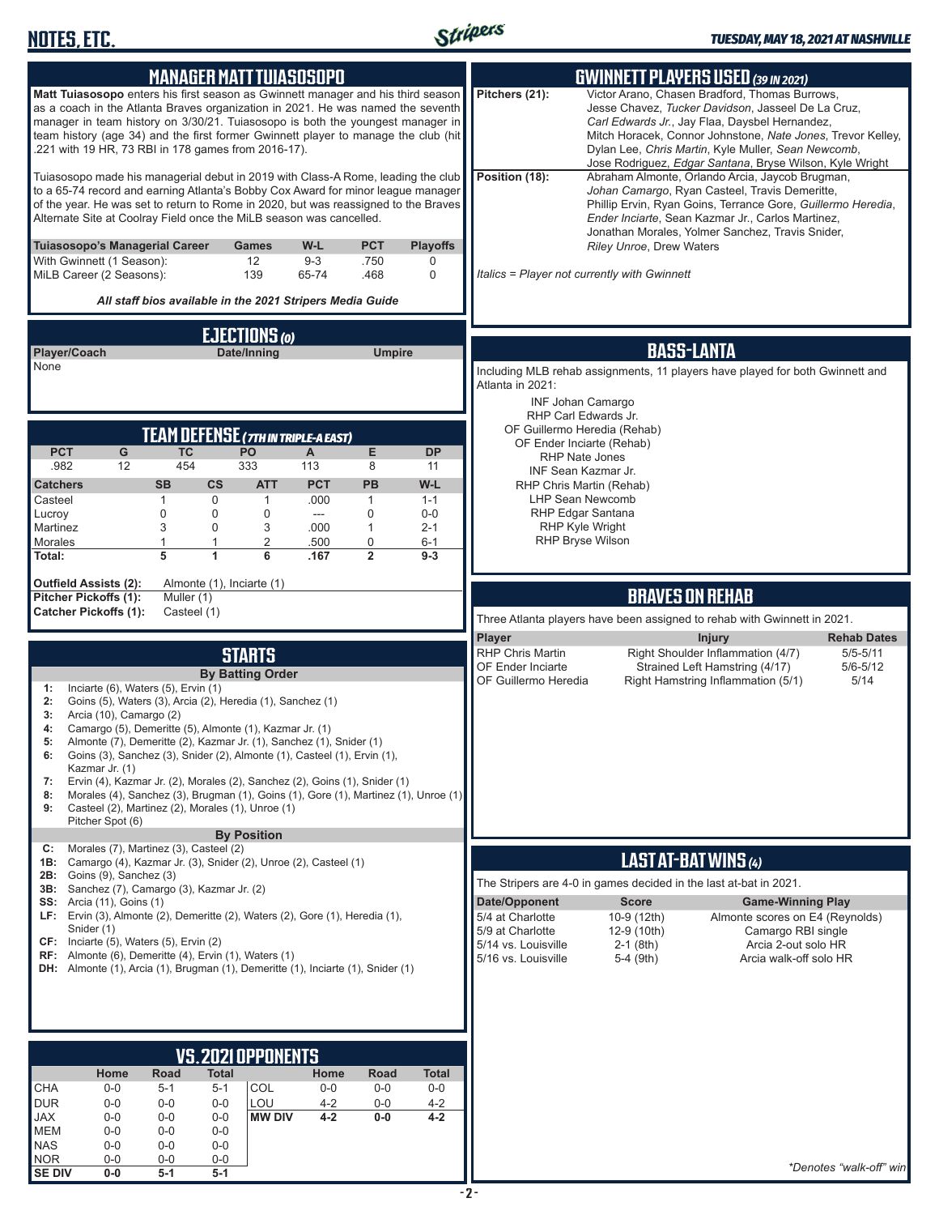## MANAGER MATT TUIASOSOPO

**Matt Tuiasosopo** enters his first season as Gwinnett manager and his third season as a coach in the Atlanta Braves organization in 2021. He was named the seventh manager in team history on 3/30/21. Tuiasosopo is both the youngest manager in team history (age 34) and the first former Gwinnett player to manage the club (hit .221 with 19 HR, 73 RBI in 178 games from 2016-17).

Tuiasosopo made his managerial debut in 2019 with Class-A Rome, leading the club to a 65-74 record and earning Atlanta's Bobby Cox Award for minor league manager of the year. He was set to return to Rome in 2020, but was reassigned to the Braves Alternate Site at Coolray Field once the MiLB season was cancelled.

| Tuiasosopo's Managerial Career | Games | W-L | PCT | Playoffs |
|---|---|---|---|---|
| With Gwinnett (1 Season): | 12 | 9-3 | .750 | 0 |
| MiLB Career (2 Seasons): | 139 | 65-74 | .468 | 0 |

*All staff bios available in the 2021 Stripers Media Guide*

## EJECTIONS (0)

| Player/Coach | Date/Inning | Umpire |
|---|---|---|
| None | | |

## TEAM DEFENSE (7TH IN TRIPLE-A EAST)

| PCT | G | TC | PO | A | E | DP |
|---|---|---|---|---|---|---|
| .982 | 12 | 454 | 333 | 113 | 8 | 11 |

| Catchers | SB | CS | ATT | PCT | PB | W-L |
|---|---|---|---|---|---|---|
| Casteel | 1 | 0 | 1 | .000 | 1 | 1-1 |
| Lucroy | 0 | 0 | 0 | --- | 0 | 0-0 |
| Martinez | 3 | 0 | 3 | .000 | 1 | 2-1 |
| Morales | 1 | 1 | 2 | .500 | 0 | 6-1 |
| **Total:** | **5** | **1** | **6** | **.167** | **2** | **9-3** |

**Outfield Assists (2):** Almonte (1), Inciarte (1)
**Pitcher Pickoffs (1):** Muller (1)
**Catcher Pickoffs (1):** Casteel (1)

## STARTS

**By Batting Order**

- **1:** Inciarte (6), Waters (5), Ervin (1)
- **2:** Goins (5), Waters (3), Arcia (2), Heredia (1), Sanchez (1)
- **3:** Arcia (10), Camargo (2)
- **4:** Camargo (5), Demeritte (5), Almonte (1), Kazmar Jr. (1)
- **5:** Almonte (7), Demeritte (2), Kazmar Jr. (1), Sanchez (1), Snider (1)
- **6:** Goins (3), Sanchez (3), Snider (2), Almonte (1), Casteel (1), Ervin (1), Kazmar Jr. (1)
- **7:** Ervin (4), Kazmar Jr. (2), Morales (2), Sanchez (2), Goins (1), Snider (1)
- **8:** Morales (4), Sanchez (3), Brugman (1), Goins (1), Gore (1), Martinez (1), Unroe (1)
- **9:** Casteel (2), Martinez (2), Morales (1), Unroe (1)
  Pitcher Spot (6)

**By Position**

- **C:** Morales (7), Martinez (3), Casteel (2)
- **1B:** Camargo (4), Kazmar Jr. (3), Snider (2), Unroe (2), Casteel (1)
- **2B:** Goins (9), Sanchez (3)
- **3B:** Sanchez (7), Camargo (3), Kazmar Jr. (2)
- **SS:** Arcia (11), Goins (1)
- **LF:** Ervin (3), Almonte (2), Demeritte (2), Waters (2), Gore (1), Heredia (1), Snider (1)
- **CF:** Inciarte (5), Waters (5), Ervin (2)
- **RF:** Almonte (6), Demeritte (4), Ervin (1), Waters (1)
- **DH:** Almonte (1), Arcia (1), Brugman (1), Demeritte (1), Inciarte (1), Snider (1)

## VS. 2021 OPPONENTS

| | Home | Road | Total | | Home | Road | Total |
|---|---|---|---|---|---|---|---|
| CHA | 0-0 | 5-1 | 5-1 | COL | 0-0 | 0-0 | 0-0 |
| DUR | 0-0 | 0-0 | 0-0 | LOU | 4-2 | 0-0 | 4-2 |
| JAX | 0-0 | 0-0 | 0-0 | **MW DIV** | **4-2** | **0-0** | **4-2** |
| MEM | 0-0 | 0-0 | 0-0 | | | | |
| NAS | 0-0 | 0-0 | 0-0 | | | | |
| NOR | 0-0 | 0-0 | 0-0 | | | | |
| **SE DIV** | **0-0** | **5-1** | **5-1** | | | | |

## GWINNETT PLAYERS USED (39 IN 2021)

**Pitchers (21):** Victor Arano, Chasen Bradford, Thomas Burrows, Jesse Chavez, *Tucker Davidson*, Jasseel De La Cruz, *Carl Edwards Jr.*, Jay Flaa, Daysbel Hernandez, Mitch Horacek, Connor Johnstone, *Nate Jones*, Trevor Kelley, Dylan Lee, *Chris Martin*, Kyle Muller, *Sean Newcomb*, Jose Rodriguez, *Edgar Santana*, Bryse Wilson, Kyle Wright

**Position (18):** Abraham Almonte, Orlando Arcia, Jaycob Brugman, *Johan Camargo*, Ryan Casteel, Travis Demeritte, Phillip Ervin, Ryan Goins, Terrance Gore, *Guillermo Heredia*, *Ender Inciarte*, Sean Kazmar Jr., Carlos Martinez, Jonathan Morales, Yolmer Sanchez, Travis Snider, *Riley Unroe*, Drew Waters

*Italics = Player not currently with Gwinnett*

## BASS-LANTA

Including MLB rehab assignments, 11 players have played for both Gwinnett and Atlanta in 2021:

- INF Johan Camargo
- RHP Carl Edwards Jr.
- OF Guillermo Heredia (Rehab)
- OF Ender Inciarte (Rehab)
- RHP Nate Jones
- INF Sean Kazmar Jr.
- RHP Chris Martin (Rehab)
- LHP Sean Newcomb
- RHP Edgar Santana
- RHP Kyle Wright
- RHP Bryse Wilson

## BRAVES ON REHAB

Three Atlanta players have been assigned to rehab with Gwinnett in 2021.

| Player | Injury | Rehab Dates |
|---|---|---|
| RHP Chris Martin | Right Shoulder Inflammation (4/7) | 5/5-5/11 |
| OF Ender Inciarte | Strained Left Hamstring (4/17) | 5/6-5/12 |
| OF Guillermo Heredia | Right Hamstring Inflammation (5/1) | 5/14 |

## LAST AT-BAT WINS (4)

The Stripers are 4-0 in games decided in the last at-bat in 2021.

| Date/Opponent | Score | Game-Winning Play |
|---|---|---|
| 5/4 at Charlotte | 10-9 (12th) | Almonte scores on E4 (Reynolds) |
| 5/9 at Charlotte | 12-9 (10th) | Camargo RBI single |
| 5/14 vs. Louisville | 2-1 (8th) | Arcia 2-out solo HR |
| 5/16 vs. Louisville | 5-4 (9th) | Arcia walk-off solo HR |

*\*Denotes "walk-off" win*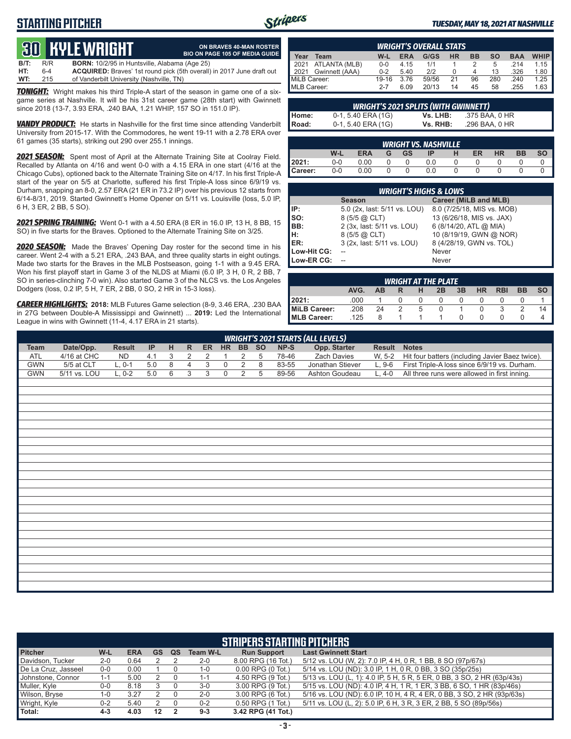# STARTING PITCHER

*TUESDAY, MAY 18, 2021 AT NASHVILLE*

## 30 KYLE WRIGHT

**ON BRAVES 40-MAN ROSTER**
**BIO ON PAGE 105 OF MEDIA GUIDE**

| | | |
|---|---|---|
| **B/T:** | R/R | **BORN:** 10/2/95 in Huntsville, Alabama (Age 25) |
| **HT:** | 6-4 | **ACQUIRED:** Braves' 1st round pick (5th overall) in 2017 June draft out |
| **WT:** | 215 | of Vanderbilt University (Nashville, TN) |

***TONIGHT:*** Wright makes his third Triple-A start of the season in game one of a six-game series at Nashville. It will be his 31st career game (28th start) with Gwinnett since 2018 (13-7, 3.93 ERA, .240 BAA, 1.21 WHIP, 157 SO in 151.0 IP).

***VANDY PRODUCT:*** He starts in Nashville for the first time since attending Vanderbilt University from 2015-17. With the Commodores, he went 19-11 with a 2.78 ERA over 61 games (35 starts), striking out 290 over 255.1 innings.

***2021 SEASON:*** Spent most of April at the Alternate Training Site at Coolray Field. Recalled by Atlanta on 4/16 and went 0-0 with a 4.15 ERA in one start (4/16 at the Chicago Cubs), optioned back to the Alternate Training Site on 4/17. In his first Triple-A start of the year on 5/5 at Charlotte, suffered his first Triple-A loss since 6/9/19 vs. Durham, snapping an 8-0, 2.57 ERA (21 ER in 73.2 IP) over his previous 12 starts from 6/14-8/31, 2019. Started Gwinnett's Home Opener on 5/11 vs. Louisville (loss, 5.0 IP, 6 H, 3 ER, 2 BB, 5 SO).

***2021 SPRING TRAINING:*** Went 0-1 with a 4.50 ERA (8 ER in 16.0 IP, 13 H, 8 BB, 15 SO) in five starts for the Braves. Optioned to the Alternate Training Site on 3/25.

***2020 SEASON:*** Made the Braves' Opening Day roster for the second time in his career. Went 2-4 with a 5.21 ERA, .243 BAA, and three quality starts in eight outings. Made two starts for the Braves in the MLB Postseason, going 1-1 with a 9.45 ERA. Won his first playoff start in Game 3 of the NLDS at Miami (6.0 IP, 3 H, 0 R, 2 BB, 7 SO in series-clinching 7-0 win). Also started Game 3 of the NLCS vs. the Los Angeles Dodgers (loss, 0.2 IP, 5 H, 7 ER, 2 BB, 0 SO, 2 HR in 15-3 loss).

***CAREER HIGHLIGHTS:*** **2018:** MLB Futures Game selection (8-9, 3.46 ERA, .230 BAA in 27G between Double-A Mississippi and Gwinnett) ... **2019:** Led the International League in wins with Gwinnett (11-4, 4.17 ERA in 21 starts).

### WRIGHT'S OVERALL STATS

| Year | Team | W-L | ERA | G/GS | HR | BB | SO | BAA | WHIP |
|---|---|---|---|---|---|---|---|---|---|
| 2021 | ATLANTA (MLB) | 0-0 | 4.15 | 1/1 | 1 | 2 | 5 | .214 | 1.15 |
| 2021 | Gwinnett (AAA) | 0-2 | 5.40 | 2/2 | 0 | 4 | 13 | .326 | 1.80 |
| MiLB Career: | | 19-16 | 3.76 | 59/56 | 21 | 96 | 280 | .240 | 1.25 |
| MLB Career: | | 2-7 | 6.09 | 20/13 | 14 | 45 | 58 | .255 | 1.63 |

### WRIGHT'S 2021 SPLITS (WITH GWINNETT)

| | | | |
|---|---|---|---|
| **Home:** | 0-1, 5.40 ERA (1G) | **Vs. LHB:** | .375 BAA, 0 HR |
| **Road:** | 0-1, 5.40 ERA (1G) | **Vs. RHB:** | .296 BAA, 0 HR |

### WRIGHT VS. NASHVILLE

| | W-L | ERA | G | GS | IP | H | ER | HR | BB | SO |
|---|---|---|---|---|---|---|---|---|---|---|
| **2021:** | 0-0 | 0.00 | 0 | 0 | 0.0 | 0 | 0 | 0 | 0 | 0 |
| **Career:** | 0-0 | 0.00 | 0 | 0 | 0.0 | 0 | 0 | 0 | 0 | 0 |

### WRIGHT'S HIGHS & LOWS

| | Season | Career (MiLB and MLB) |
|---|---|---|
| **IP:** | 5.0 (2x, last: 5/11 vs. LOU) | 8.0 (7/25/18, MIS vs. MOB) |
| **SO:** | 8 (5/5 @ CLT) | 13 (6/26/18, MIS vs. JAX) |
| **BB:** | 2 (3x, last: 5/11 vs. LOU) | 6 (8/14/20, ATL @ MIA) |
| **H:** | 8 (5/5 @ CLT) | 10 (8/19/19, GWN @ NOR) |
| **ER:** | 3 (2x, last: 5/11 vs. LOU) | 8 (4/28/19, GWN vs. TOL) |
| **Low-Hit CG:** | -- | Never |
| **Low-ER CG:** | -- | Never |

### WRIGHT AT THE PLATE

| | AVG. | AB | R | H | 2B | 3B | HR | RBI | BB | SO |
|---|---|---|---|---|---|---|---|---|---|---|
| **2021:** | .000 | 1 | 0 | 0 | 0 | 0 | 0 | 0 | 0 | 1 |
| **MiLB Career:** | .208 | 24 | 2 | 5 | 0 | 1 | 0 | 3 | 2 | 14 |
| **MLB Career:** | .125 | 8 | 1 | 1 | 1 | 0 | 0 | 0 | 0 | 4 |

### WRIGHT'S 2021 STARTS (ALL LEVELS)

| Team | Date/Opp. | Result | IP | H | R | ER | HR | BB | SO | NP-S | Opp. Starter | Result | Notes |
|---|---|---|---|---|---|---|---|---|---|---|---|---|---|
| ATL | 4/16 at CHC | ND | 4.1 | 3 | 2 | 2 | 1 | 2 | 5 | 78-46 | Zach Davies | W, 5-2 | Hit four batters (including Javier Baez twice). |
| GWN | 5/5 at CLT | L, 0-1 | 5.0 | 8 | 4 | 3 | 0 | 2 | 8 | 83-55 | Jonathan Stiever | L, 9-6 | First Triple-A loss since 6/9/19 vs. Durham. |
| GWN | 5/11 vs. LOU | L, 0-2 | 5.0 | 6 | 3 | 3 | 0 | 2 | 5 | 89-56 | Ashton Goudeau | L, 4-0 | All three runs were allowed in first inning. |

### STRIPERS STARTING PITCHERS

| Pitcher | W-L | ERA | GS | QS | Team W-L | Run Support | Last Gwinnett Start |
|---|---|---|---|---|---|---|---|
| Davidson, Tucker | 2-0 | 0.64 | 2 | 2 | 2-0 | 8.00 RPG (16 Tot.) | 5/12 vs. LOU (W, 2): 7.0 IP, 4 H, 0 R, 1 BB, 8 SO (97p/67s) |
| De La Cruz, Jasseel | 0-0 | 0.00 | 1 | 0 | 1-0 | 0.00 RPG (0 Tot.) | 5/14 vs. LOU (ND): 3.0 IP, 1 H, 0 R, 0 BB, 3 SO (35p/25s) |
| Johnstone, Connor | 1-1 | 5.00 | 2 | 0 | 1-1 | 4.50 RPG (9 Tot.) | 5/13 vs. LOU (L, 1): 4.0 IP, 5 H, 5 R, 5 ER, 0 BB, 3 SO, 2 HR (63p/43s) |
| Muller, Kyle | 0-0 | 8.18 | 3 | 0 | 3-0 | 3.00 RPG (9 Tot.) | 5/15 vs. LOU (ND): 4.0 IP, 4 H, 1 R, 1 ER, 3 BB, 6 SO, 1 HR (83p/46s) |
| Wilson, Bryse | 1-0 | 3.27 | 2 | 0 | 2-0 | 3.00 RPG (6 Tot.) | 5/16 vs. LOU (ND): 6.0 IP, 10 H, 4 R, 4 ER, 0 BB, 3 SO, 2 HR (93p/63s) |
| Wright, Kyle | 0-2 | 5.40 | 2 | 0 | 0-2 | 0.50 RPG (1 Tot.) | 5/11 vs. LOU (L, 2): 5.0 IP, 6 H, 3 R, 3 ER, 2 BB, 5 SO (89p/56s) |
| **Total:** | **4-3** | **4.03** | **12** | **2** | **9-3** | **3.42 RPG (41 Tot.)** | |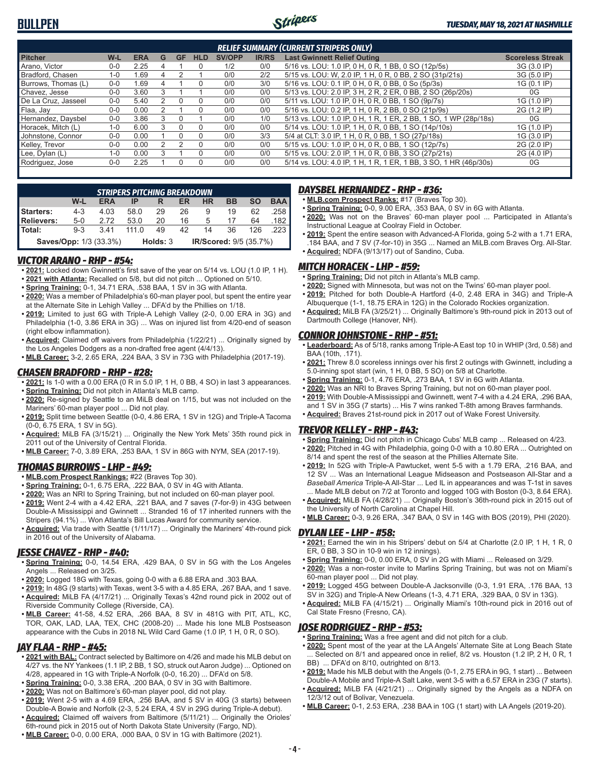# BULLPEN

*TUESDAY, MAY 18, 2021 AT NASHVILLE*

### RELIEF SUMMARY (CURRENT STRIPERS ONLY)

| Pitcher | W-L | ERA | G | GF | HLD | SV/OPP | IR/RS | Last Gwinnett Relief Outing | Scoreless Streak |
|---|---|---|---|---|---|---|---|---|---|
| Arano, Victor | 0-0 | 2.25 | 4 | 1 | 0 | 1/2 | 0/0 | 5/16 vs. LOU: 1.0 IP, 0 H, 0 R, 1 BB, 0 SO (12p/5s) | 3G (3.0 IP) |
| Bradford, Chasen | 1-0 | 1.69 | 4 | 2 | 1 | 0/0 | 2/2 | 5/15 vs. LOU: W, 2.0 IP, 1 H, 0 R, 0 BB, 2 SO (31p/21s) | 3G (5.0 IP) |
| Burrows, Thomas (L) | 0-0 | 1.69 | 4 | 1 | 0 | 0/0 | 3/0 | 5/16 vs. LOU: 0.1 IP, 0 H, 0 R, 0 BB, 0 So (5p/3s) | 1G (0.1 IP) |
| Chavez, Jesse | 0-0 | 3.60 | 3 | 1 | 1 | 0/0 | 0/0 | 5/13 vs. LOU: 2.0 IP, 3 H, 2 R, 2 ER, 0 BB, 2 SO (26p/20s) | 0G |
| De La Cruz, Jasseel | 0-0 | 5.40 | 2 | 0 | 0 | 0/0 | 0/0 | 5/11 vs. LOU: 1.0 IP, 0 H, 0 R, 0 BB, 1 SO (9p/7s) | 1G (1.0 IP) |
| Flaa, Jay | 0-0 | 0.00 | 2 | 1 | 0 | 0/0 | 0/0 | 5/16 vs. LOU: 0.2 IP, 1 H, 0 R, 2 BB, 0 SO (21p/9s) | 2G (1.2 IP) |
| Hernandez, Daysbel | 0-0 | 3.86 | 3 | 0 | 1 | 0/0 | 1/0 | 5/13 vs. LOU: 1.0 IP, 0 H, 1 R, 1 ER, 2 BB, 1 SO, 1 WP (28p/18s) | 0G |
| Horacek, Mitch (L) | 1-0 | 6.00 | 3 | 0 | 0 | 0/0 | 0/0 | 5/14 vs. LOU: 1.0 IP, 1 H, 0 R, 0 BB, 1 SO (14p/10s) | 1G (1.0 IP) |
| Johnstone, Connor | 0-0 | 0.00 | 1 | 0 | 0 | 0/0 | 3/3 | 5/4 at CLT: 3.0 IP, 1 H, 0 R, 0 BB, 1 SO (27p/18s) | 1G (3.0 IP) |
| Kelley, Trevor | 0-0 | 0.00 | 2 | 2 | 0 | 0/0 | 0/0 | 5/15 vs. LOU: 1.0 IP, 0 H, 0 R, 0 BB, 1 SO (12p/7s) | 2G (2.0 IP) |
| Lee, Dylan (L) | 1-0 | 0.00 | 3 | 1 | 0 | 0/0 | 0/0 | 5/15 vs. LOU: 2.0 IP, 1 H, 0 R, 0 BB, 3 SO (27p/21s) | 2G (4.0 IP) |
| Rodriguez, Jose | 0-0 | 2.25 | 1 | 0 | 0 | 0/0 | 0/0 | 5/14 vs. LOU: 4.0 IP, 1 H, 1 R, 1 ER, 1 BB, 3 SO, 1 HR (46p/30s) | 0G |

### STRIPERS PITCHING BREAKDOWN

| | W-L | ERA | IP | R | ER | HR | BB | SO | BAA |
|---|---|---|---|---|---|---|---|---|---|
| **Starters:** | 4-3 | 4.03 | 58.0 | 29 | 26 | 9 | 19 | 62 | .258 |
| **Relievers:** | 5-0 | 2.72 | 53.0 | 20 | 16 | 5 | 17 | 64 | .182 |
| **Total:** | 9-3 | 3.41 | 111.0 | 49 | 42 | 14 | 36 | 126 | .223 |

**Saves/Opp:** 1/3 (33.3%) **Holds:** 3 **IR/Scored:** 9/5 (35.7%)

## VICTOR ARANO - RHP - #54:
- **2021:** Locked down Gwinnett's first save of the year on 5/14 vs. LOU (1.0 IP, 1 H).
- **2021 with Atlanta:** Recalled on 5/8, but did not pitch ... Optioned on 5/10.
- **Spring Training:** 0-1, 34.71 ERA, .538 BAA, 1 SV in 3G with Atlanta.
- **2020:** Was a member of Philadelphia's 60-man player pool, but spent the entire year at the Alternate Site in Lehigh Valley ... DFA'd by the Phillies on 1/18.
- **2019:** Limited to just 6G with Triple-A Lehigh Valley (2-0, 0.00 ERA in 3G) and Philadelphia (1-0, 3.86 ERA in 3G) ... Was on injured list from 4/20-end of season (right elbow inflammation).
- **Acquired:** Claimed off waivers from Philadelphia (1/22/21) ... Originally signed by the Los Angeles Dodgers as a non-drafted free agent (4/4/13).
- **MLB Career:** 3-2, 2.65 ERA, .224 BAA, 3 SV in 73G with Philadelphia (2017-19).

## CHASEN BRADFORD - RHP - #28:
- **2021:** Is 1-0 with a 0.00 ERA (0 R in 5.0 IP, 1 H, 0 BB, 4 SO) in last 3 appearances.
- **Spring Training:** Did not pitch in Atlanta's MLB camp.
- **2020:** Re-signed by Seattle to an MiLB deal on 1/15, but was not included on the Mariners' 60-man player pool ... Did not play.
- **2019:** Split time between Seattle (0-0, 4.86 ERA, 1 SV in 12G) and Triple-A Tacoma (0-0, 6.75 ERA, 1 SV in 5G).
- **Acquired:** MiLB FA (3/15/21) ... Originally the New York Mets' 35th round pick in 2011 out of the University of Central Florida.
- **MLB Career:** 7-0, 3.89 ERA, .253 BAA, 1 SV in 86G with NYM, SEA (2017-19).

## THOMAS BURROWS - LHP - #49:
- **MLB.com Prospect Rankings:** #22 (Braves Top 30).
- **Spring Training:** 0-1, 6.75 ERA, .222 BAA, 0 SV in 4G with Atlanta.
- **2020:** Was an NRI to Spring Training, but not included on 60-man player pool.
- **2019:** Went 2-4 with a 4.42 ERA, .221 BAA, and 7 saves (7-for-9) in 43G between Double-A Mississippi and Gwinnett ... Stranded 16 of 17 inherited runners with the Stripers (94.1%) ... Won Atlanta's Bill Lucas Award for community service.
- **Acquired:** Via trade with Seattle (1/11/17) ... Originally the Mariners' 4th-round pick in 2016 out of the University of Alabama.

## JESSE CHAVEZ - RHP - #40:
- **Spring Training:** 0-0, 14.54 ERA, .429 BAA, 0 SV in 5G with the Los Angeles Angels ... Released on 3/25.
- **2020:** Logged 18G with Texas, going 0-0 with a 6.88 ERA and .303 BAA.
- **2019:** In 48G (9 starts) with Texas, went 3-5 with a 4.85 ERA, .267 BAA, and 1 save.
- **Acquired:** MiLB FA (4/17/21) ... Originally Texas's 42nd round pick in 2002 out of Riverside Community College (Riverside, CA).
- **MLB Career:** 41-58, 4.52 ERA, .266 BAA, 8 SV in 481G with PIT, ATL, KC, TOR, OAK, LAD, LAA, TEX, CHC (2008-20) ... Made his lone MLB Postseason appearance with the Cubs in 2018 NL Wild Card Game (1.0 IP, 1 H, 0 R, 0 SO).

## JAY FLAA - RHP - #45:
- **2021 with BAL:** Contract selected by Baltimore on 4/26 and made his MLB debut on 4/27 vs. the NY Yankees (1.1 IP, 2 BB, 1 SO, struck out Aaron Judge) ... Optioned on 4/28, appeared in 1G with Triple-A Norfolk (0-0, 16.20) ... DFA'd on 5/8.
- **Spring Training:** 0-0, 3.38 ERA, .200 BAA, 0 SV in 3G with Baltimore.
- **2020:** Was not on Baltimore's 60-man player pool, did not play.
- **2019:** Went 2-5 with a 4.69 ERA, .256 BAA, and 5 SV in 40G (3 starts) between Double-A Bowie and Norfolk (2-3, 5.24 ERA, 4 SV in 29G during Triple-A debut).
- **Acquired:** Claimed off waivers from Baltimore (5/11/21) ... Originally the Orioles' 6th-round pick in 2015 out of North Dakota State University (Fargo, ND).
- **MLB Career:** 0-0, 0.00 ERA, .000 BAA, 0 SV in 1G with Baltimore (2021).

## DAYSBEL HERNANDEZ - RHP - #36:
- **MLB.com Prospect Ranks:** #17 (Braves Top 30).
- **Spring Training:** 0-0, 9.00 ERA, .353 BAA, 0 SV in 6G with Atlanta.
- **2020:** Was not on the Braves' 60-man player pool ... Participated in Atlanta's Instructional League at Coolray Field in October.
- **2019:** Spent the entire season with Advanced-A Florida, going 5-2 with a 1.71 ERA, .184 BAA, and 7 SV (7-for-10) in 35G ... Named an MiLB.com Braves Org. All-Star.
- **Acquired:** NDFA (9/13/17) out of Sandino, Cuba.

## MITCH HORACEK - LHP - #59:
- **Spring Training:** Did not pitch in Atlanta's MLB camp.
- **2020:** Signed with Minnesota, but was not on the Twins' 60-man player pool.
- **2019:** Pitched for both Double-A Hartford (4-0, 2.48 ERA in 34G) and Triple-A Albuquerque (1-1, 18.75 ERA in 12G) in the Colorado Rockies organization.
- **Acquired:** MiLB FA (3/25/21) ... Originally Baltimore's 9th-round pick in 2013 out of Dartmouth College (Hanover, NH).

## CONNOR JOHNSTONE - RHP - #51:
- **Leaderboard:** As of 5/18, ranks among Triple-A East top 10 in WHIP (3rd, 0.58) and BAA (10th, .171).
- **2021:** Threw 8.0 scoreless innings over his first 2 outings with Gwinnett, including a 5.0-inning spot start (win, 1 H, 0 BB, 5 SO) on 5/8 at Charlotte.
- **Spring Training:** 0-1, 4.76 ERA, .273 BAA, 1 SV in 6G with Atlanta.
- **2020:** Was an NRI to Braves Spring Training, but not on 60-man player pool.
- **2019:** With Double-A Mississippi and Gwinnett, went 7-4 with a 4.24 ERA, .296 BAA, and 1 SV in 35G (7 starts) ... His 7 wins ranked T-8th among Braves farmhands.
- **Acquired:** Braves 21st-round pick in 2017 out of Wake Forest University.

## TREVOR KELLEY - RHP - #43:
- **Spring Training:** Did not pitch in Chicago Cubs' MLB camp ... Released on 4/23.
- **2020:** Pitched in 4G with Philadelphia, going 0-0 with a 10.80 ERA ... Outrighted on 8/14 and spent the rest of the season at the Phillies Alternate Site.
- **2019:** In 52G with Triple-A Pawtucket, went 5-5 with a 1.79 ERA, .216 BAA, and 12 SV ... Was an International League Midseason and Postseason All-Star and a *Baseball America* Triple-A All-Star ... Led IL in appearances and was T-1st in saves ... Made MLB debut on 7/2 at Toronto and logged 10G with Boston (0-3, 8.64 ERA).
- **Acquired:** MiLB FA (4/28/21) ... Originally Boston's 36th-round pick in 2015 out of the University of North Carolina at Chapel Hill.
- **MLB Career:** 0-3, 9.26 ERA, .347 BAA, 0 SV in 14G with BOS (2019), PHI (2020).

## DYLAN LEE - LHP - #58:
- **2021:** Earned the win in his Stripers' debut on 5/4 at Charlotte (2.0 IP, 1 H, 1 R, 0 ER, 0 BB, 3 SO in 10-9 win in 12 innings).
- **Spring Training:** 0-0, 0.00 ERA, 0 SV in 2G with Miami ... Released on 3/29.
- **2020:** Was a non-roster invite to Marlins Spring Training, but was not on Miami's 60-man player pool ... Did not play.
- **2019:** Logged 45G between Double-A Jacksonville (0-3, 1.91 ERA, .176 BAA, 13 SV in 32G) and Triple-A New Orleans (1-3, 4.71 ERA, .329 BAA, 0 SV in 13G).
- **Acquired:** MiLB FA (4/15/21) ... Originally Miami's 10th-round pick in 2016 out of Cal State Fresno (Fresno, CA).

## JOSE RODRIGUEZ - RHP - #53:
- **Spring Training:** Was a free agent and did not pitch for a club.
- **2020:** Spent most of the year at the LA Angels' Alternate Site at Long Beach State ... Selected on 8/1 and appeared once in relief, 8/2 vs. Houston (1.2 IP, 2 H, 0 R, 1 BB) ... DFA'd on 8/10, outrighted on 8/13.
- **2019:** Made his MLB debut with the Angels (0-1, 2.75 ERA in 9G, 1 start) ... Between Double-A Mobile and Triple-A Salt Lake, went 3-5 with a 6.57 ERA in 23G (7 starts).
- **Acquired:** MiLB FA (4/21/21) ... Originally signed by the Angels as a NDFA on 12/3/12 out of Bolivar, Venezuela.
- **MLB Career:** 0-1, 2.53 ERA, .238 BAA in 10G (1 start) with LA Angels (2019-20).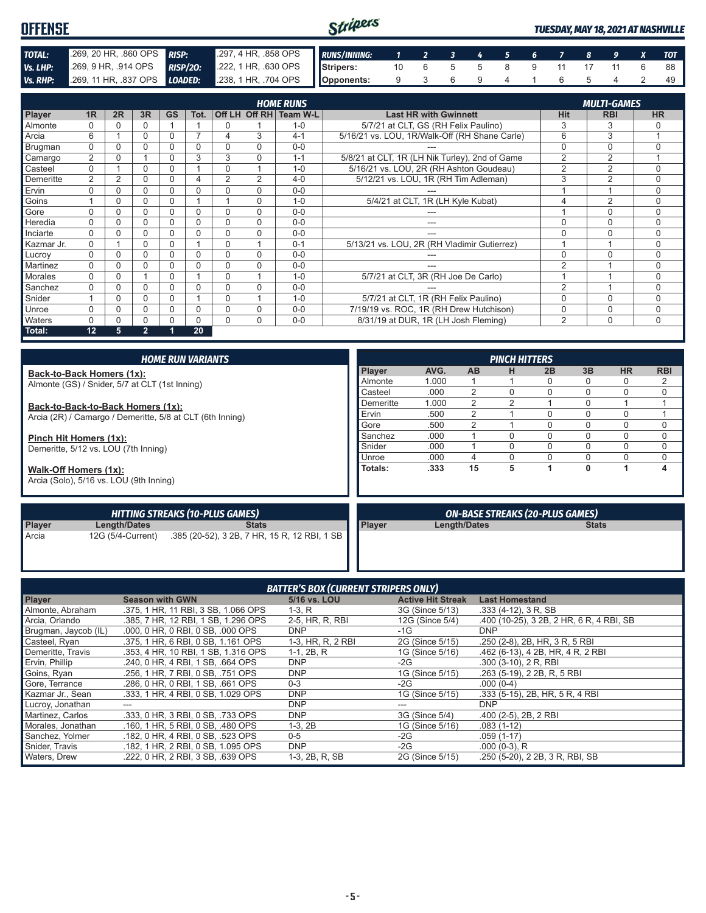# OFFENSE

*TUESDAY, MAY 18, 2021 AT NASHVILLE*

| | | | |
|---|---|---|---|
| **TOTAL:** | .269, 20 HR, .860 OPS | **RISP:** | .297, 4 HR, .858 OPS |
| **Vs. LHP:** | .269, 9 HR, .914 OPS | **RISP/2O:** | .222, 1 HR, .630 OPS |
| **Vs. RHP:** | .269, 11 HR, .837 OPS | **LOADED:** | .238, 1 HR, .704 OPS |

| RUNS/INNING: | 1 | 2 | 3 | 4 | 5 | 6 | 7 | 8 | 9 | X | TOT |
|---|---|---|---|---|---|---|---|---|---|---|---|
| Stripers: | 10 | 6 | 5 | 5 | 8 | 9 | 11 | 17 | 11 | 6 | 88 |
| Opponents: | 9 | 3 | 6 | 9 | 4 | 1 | 6 | 5 | 4 | 2 | 49 |

## HOME RUNS / MULTI-GAMES

| Player | 1R | 2R | 3R | GS | Tot. | Off LH | Off RH | Team W-L | Last HR with Gwinnett | Hit | RBI | HR |
|---|---|---|---|---|---|---|---|---|---|---|---|---|
| Almonte | 0 | 0 | 0 | 1 | 1 | 0 | 1 | 1-0 | 5/7/21 at CLT, GS (RH Felix Paulino) | 3 | 3 | 0 |
| Arcia | 6 | 1 | 0 | 0 | 7 | 4 | 3 | 4-1 | 5/16/21 vs. LOU, 1R/Walk-Off (RH Shane Carle) | 6 | 3 | 1 |
| Brugman | 0 | 0 | 0 | 0 | 0 | 0 | 0 | 0-0 | --- | 0 | 0 | 0 |
| Camargo | 2 | 0 | 1 | 0 | 3 | 3 | 0 | 1-1 | 5/8/21 at CLT, 1R (LH Nik Turley), 2nd of Game | 2 | 2 | 1 |
| Casteel | 0 | 1 | 0 | 0 | 1 | 0 | 1 | 1-0 | 5/16/21 vs. LOU, 2R (RH Ashton Goudeau) | 2 | 2 | 0 |
| Demeritte | 2 | 2 | 0 | 0 | 4 | 2 | 2 | 4-0 | 5/12/21 vs. LOU, 1R (RH Tim Adleman) | 3 | 2 | 0 |
| Ervin | 0 | 0 | 0 | 0 | 0 | 0 | 0 | 0-0 | --- | 1 | 1 | 0 |
| Goins | 1 | 0 | 0 | 0 | 1 | 1 | 0 | 1-0 | 5/4/21 at CLT, 1R (LH Kyle Kubat) | 4 | 2 | 0 |
| Gore | 0 | 0 | 0 | 0 | 0 | 0 | 0 | 0-0 | --- | 1 | 0 | 0 |
| Heredia | 0 | 0 | 0 | 0 | 0 | 0 | 0 | 0-0 | --- | 0 | 0 | 0 |
| Inciarte | 0 | 0 | 0 | 0 | 0 | 0 | 0 | 0-0 | --- | 0 | 0 | 0 |
| Kazmar Jr. | 0 | 1 | 0 | 0 | 1 | 0 | 1 | 0-1 | 5/13/21 vs. LOU, 2R (RH Vladimir Gutierrez) | 1 | 1 | 0 |
| Lucroy | 0 | 0 | 0 | 0 | 0 | 0 | 0 | 0-0 | --- | 0 | 0 | 0 |
| Martinez | 0 | 0 | 0 | 0 | 0 | 0 | 0 | 0-0 | --- | 2 | 1 | 0 |
| Morales | 0 | 0 | 1 | 0 | 1 | 0 | 1 | 1-0 | 5/7/21 at CLT, 3R (RH Joe De Carlo) | 1 | 1 | 0 |
| Sanchez | 0 | 0 | 0 | 0 | 0 | 0 | 0 | 0-0 | --- | 2 | 1 | 0 |
| Snider | 1 | 0 | 0 | 0 | 1 | 0 | 1 | 1-0 | 5/7/21 at CLT, 1R (RH Felix Paulino) | 0 | 0 | 0 |
| Unroe | 0 | 0 | 0 | 0 | 0 | 0 | 0 | 0-0 | 7/19/19 vs. ROC, 1R (RH Drew Hutchison) | 0 | 0 | 0 |
| Waters | 0 | 0 | 0 | 0 | 0 | 0 | 0 | 0-0 | 8/31/19 at DUR, 1R (LH Josh Fleming) | 2 | 0 | 0 |
| **Total:** | **12** | **5** | **2** | **1** | **20** | | | | | | | |

## HOME RUN VARIANTS

**Back-to-Back Homers (1x):**
Almonte (GS) / Snider, 5/7 at CLT (1st Inning)

**Back-to-Back-to-Back Homers (1x):**
Arcia (2R) / Camargo / Demeritte, 5/8 at CLT (6th Inning)

**Pinch Hit Homers (1x):**
Demeritte, 5/12 vs. LOU (7th Inning)

**Walk-Off Homers (1x):**
Arcia (Solo), 5/16 vs. LOU (9th Inning)

## PINCH HITTERS

| Player | AVG. | AB | H | 2B | 3B | HR | RBI |
|---|---|---|---|---|---|---|---|
| Almonte | 1.000 | 1 | 1 | 0 | 0 | 0 | 2 |
| Casteel | .000 | 2 | 0 | 0 | 0 | 0 | 0 |
| Demeritte | 1.000 | 2 | 2 | 1 | 0 | 1 | 1 |
| Ervin | .500 | 2 | 1 | 0 | 0 | 0 | 1 |
| Gore | .500 | 2 | 1 | 0 | 0 | 0 | 0 |
| Sanchez | .000 | 1 | 0 | 0 | 0 | 0 | 0 |
| Snider | .000 | 1 | 0 | 0 | 0 | 0 | 0 |
| Unroe | .000 | 4 | 0 | 0 | 0 | 0 | 0 |
| **Totals:** | **.333** | **15** | **5** | **1** | **0** | **1** | **4** |

## HITTING STREAKS (10-PLUS GAMES)

| Player | Length/Dates | Stats |
|---|---|---|
| Arcia | 12G (5/4-Current) | .385 (20-52), 3 2B, 7 HR, 15 R, 12 RBI, 1 SB |

## ON-BASE STREAKS (20-PLUS GAMES)

| Player | Length/Dates | Stats |
|---|---|---|

## BATTER'S BOX (CURRENT STRIPERS ONLY)

| Player | Season with GWN | 5/16 vs. LOU | Active Hit Streak | Last Homestand |
|---|---|---|---|---|
| Almonte, Abraham | .375, 1 HR, 11 RBI, 3 SB, 1.066 OPS | 1-3, R | 3G (Since 5/13) | .333 (4-12), 3 R, SB |
| Arcia, Orlando | .385, 7 HR, 12 RBI, 1 SB, 1.296 OPS | 2-5, HR, R, RBI | 12G (Since 5/4) | .400 (10-25), 3 2B, 2 HR, 6 R, 4 RBI, SB |
| Brugman, Jaycob (IL) | .000, 0 HR, 0 RBI, 0 SB, .000 OPS | DNP | -1G | DNP |
| Casteel, Ryan | .375, 1 HR, 6 RBI, 0 SB, 1.161 OPS | 1-3, HR, R, 2 RBI | 2G (Since 5/15) | .250 (2-8), 2B, HR, 3 R, 5 RBI |
| Demeritte, Travis | .353, 4 HR, 10 RBI, 1 SB, 1.316 OPS | 1-1, 2B, R | 1G (Since 5/16) | .462 (6-13), 4 2B, HR, 4 R, 2 RBI |
| Ervin, Phillip | .240, 0 HR, 4 RBI, 1 SB, .664 OPS | DNP | -2G | .300 (3-10), 2 R, RBI |
| Goins, Ryan | .256, 1 HR, 7 RBI, 0 SB, .751 OPS | DNP | 1G (Since 5/15) | .263 (5-19), 2 2B, R, 5 RBI |
| Gore, Terrance | .286, 0 HR, 0 RBI, 1 SB, .661 OPS | 0-3 | -2G | .000 (0-4) |
| Kazmar Jr., Sean | .333, 1 HR, 4 RBI, 0 SB, 1.029 OPS | DNP | 1G (Since 5/15) | .333 (5-15), 2B, HR, 5 R, 4 RBI |
| Lucroy, Jonathan | --- | DNP | --- | DNP |
| Martinez, Carlos | .333, 0 HR, 3 RBI, 0 SB, .733 OPS | DNP | 3G (Since 5/4) | .400 (2-5), 2B, 2 RBI |
| Morales, Jonathan | .160, 1 HR, 5 RBI, 0 SB, .480 OPS | 1-3, 2B | 1G (Since 5/16) | .083 (1-12) |
| Sanchez, Yolmer | .182, 0 HR, 4 RBI, 0 SB, .523 OPS | 0-5 | -2G | .059 (1-17) |
| Snider, Travis | .182, 1 HR, 2 RBI, 0 SB, 1.095 OPS | DNP | -2G | .000 (0-3), R |
| Waters, Drew | .222, 0 HR, 2 RBI, 3 SB, .639 OPS | 1-3, 2B, R, SB | 2G (Since 5/15) | .250 (5-20), 2 2B, 3 R, RBI, SB |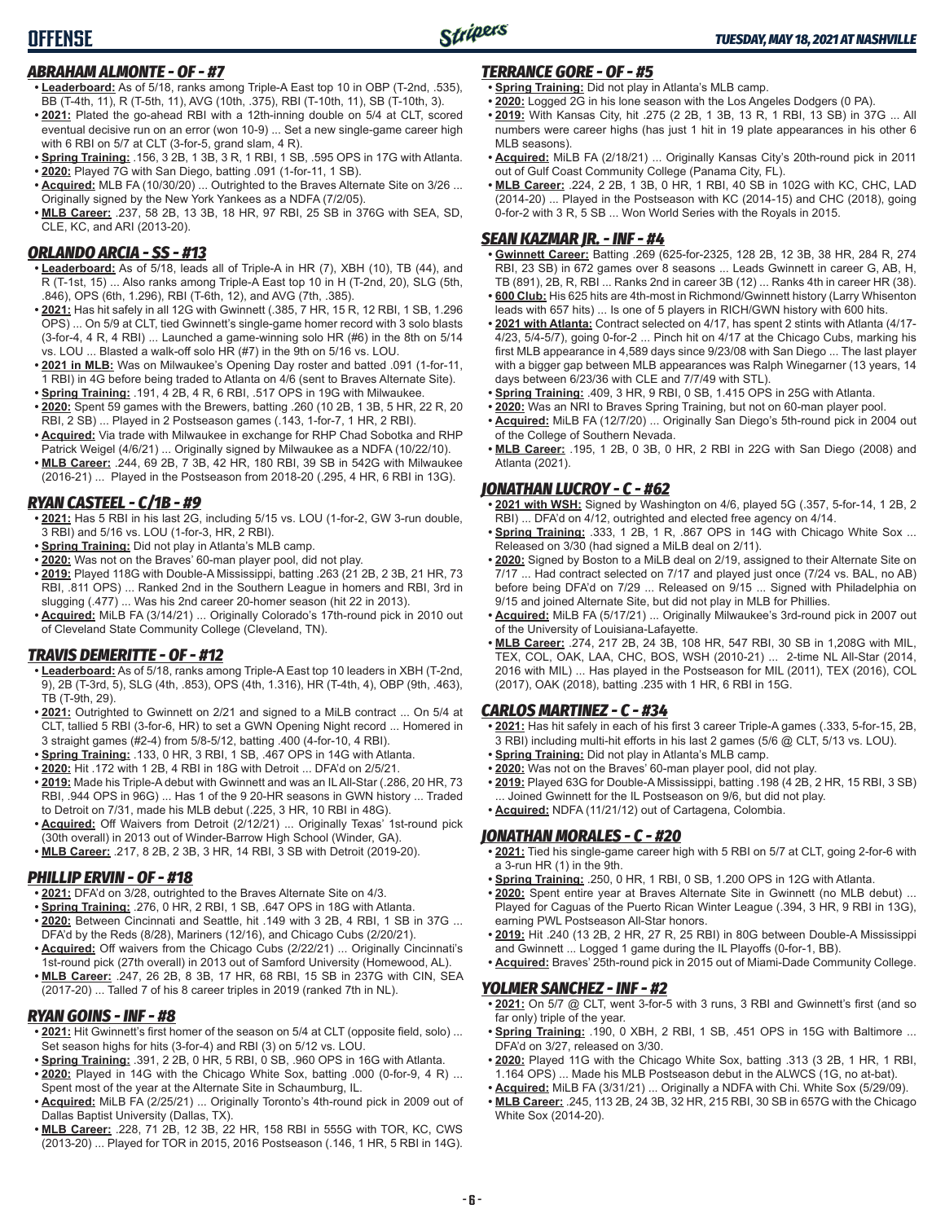# OFFENSE

### ABRAHAM ALMONTE - OF - #7

- **Leaderboard:** As of 5/18, ranks among Triple-A East top 10 in OBP (T-2nd, .535), BB (T-4th, 11), R (T-5th, 11), AVG (10th, .375), RBI (T-10th, 11), SB (T-10th, 3).
- **2021:** Plated the go-ahead RBI with a 12th-inning double on 5/4 at CLT, scored eventual decisive run on an error (won 10-9) ... Set a new single-game career high with 6 RBI on 5/7 at CLT (3-for-5, grand slam, 4 R).
- **Spring Training:** .156, 3 2B, 1 3B, 3 R, 1 RBI, 1 SB, .595 OPS in 17G with Atlanta.
- **2020:** Played 7G with San Diego, batting .091 (1-for-11, 1 SB).
- **Acquired:** MLB FA (10/30/20) ... Outrighted to the Braves Alternate Site on 3/26 ... Originally signed by the New York Yankees as a NDFA (7/2/05).
- **MLB Career:** .237, 58 2B, 13 3B, 18 HR, 97 RBI, 25 SB in 376G with SEA, SD, CLE, KC, and ARI (2013-20).

### ORLANDO ARCIA - SS - #13

- **Leaderboard:** As of 5/18, leads all of Triple-A in HR (7), XBH (10), TB (44), and R (T-1st, 15) ... Also ranks among Triple-A East top 10 in H (T-2nd, 20), SLG (5th, .846), OPS (6th, 1.296), RBI (T-6th, 12), and AVG (7th, .385).
- **2021:** Has hit safely in all 12G with Gwinnett (.385, 7 HR, 15 R, 12 RBI, 1 SB, 1.296 OPS) ... On 5/9 at CLT, tied Gwinnett's single-game homer record with 3 solo blasts (3-for-4, 4 R, 4 RBI) ... Launched a game-winning solo HR (#6) in the 8th on 5/14 vs. LOU ... Blasted a walk-off solo HR (#7) in the 9th on 5/16 vs. LOU.
- **2021 in MLB:** Was on Milwaukee's Opening Day roster and batted .091 (1-for-11, 1 RBI) in 4G before being traded to Atlanta on 4/6 (sent to Braves Alternate Site).
- **Spring Training:** .191, 4 2B, 4 R, 6 RBI, .517 OPS in 19G with Milwaukee.
- **2020:** Spent 59 games with the Brewers, batting .260 (10 2B, 1 3B, 5 HR, 22 R, 20 RBI, 2 SB) ... Played in 2 Postseason games (.143, 1-for-7, 1 HR, 2 RBI).
- **Acquired:** Via trade with Milwaukee in exchange for RHP Chad Sobotka and RHP Patrick Weigel (4/6/21) ... Originally signed by Milwaukee as a NDFA (10/22/10).
- **MLB Career:** .244, 69 2B, 7 3B, 42 HR, 180 RBI, 39 SB in 542G with Milwaukee (2016-21) ... Played in the Postseason from 2018-20 (.295, 4 HR, 6 RBI in 13G).

### RYAN CASTEEL - C/1B - #9

- **2021:** Has 5 RBI in his last 2G, including 5/15 vs. LOU (1-for-2, GW 3-run double, 3 RBI) and 5/16 vs. LOU (1-for-3, HR, 2 RBI).
- **Spring Training:** Did not play in Atlanta's MLB camp.
- **2020:** Was not on the Braves' 60-man player pool, did not play.
- **2019:** Played 118G with Double-A Mississippi, batting .263 (21 2B, 2 3B, 21 HR, 73 RBI, .811 OPS) ... Ranked 2nd in the Southern League in homers and RBI, 3rd in slugging (.477) ... Was his 2nd career 20-homer season (hit 22 in 2013).
- **Acquired:** MiLB FA (3/14/21) ... Originally Colorado's 17th-round pick in 2010 out of Cleveland State Community College (Cleveland, TN).

### TRAVIS DEMERITTE - OF - #12

- **Leaderboard:** As of 5/18, ranks among Triple-A East top 10 leaders in XBH (T-2nd, 9), 2B (T-3rd, 5), SLG (4th, .853), OPS (4th, 1.316), HR (T-4th, 4), OBP (9th, .463), TB (T-9th, 29).
- **2021:** Outrighted to Gwinnett on 2/21 and signed to a MiLB contract ... On 5/4 at CLT, tallied 5 RBI (3-for-6, HR) to set a GWN Opening Night record ... Homered in 3 straight games (#2-4) from 5/8-5/12, batting .400 (4-for-10, 4 RBI).
- **Spring Training:** .133, 0 HR, 3 RBI, 1 SB, .467 OPS in 14G with Atlanta.
- **2020:** Hit .172 with 1 2B, 4 RBI in 18G with Detroit ... DFA'd on 2/5/21.
- **2019:** Made his Triple-A debut with Gwinnett and was an IL All-Star (.286, 20 HR, 73 RBI, .944 OPS in 96G) ... Has 1 of the 9 20-HR seasons in GWN history ... Traded to Detroit on 7/31, made his MLB debut (.225, 3 HR, 10 RBI in 48G).
- **Acquired:** Off Waivers from Detroit (2/12/21) ... Originally Texas' 1st-round pick (30th overall) in 2013 out of Winder-Barrow High School (Winder, GA).
- **MLB Career:** .217, 8 2B, 2 3B, 3 HR, 14 RBI, 3 SB with Detroit (2019-20).

### PHILLIP ERVIN - OF - #18

- **2021:** DFA'd on 3/28, outrighted to the Braves Alternate Site on 4/3.
- **Spring Training:** .276, 0 HR, 2 RBI, 1 SB, .647 OPS in 18G with Atlanta.
- **2020:** Between Cincinnati and Seattle, hit .149 with 3 2B, 4 RBI, 1 SB in 37G ... DFA'd by the Reds (8/28), Mariners (12/16), and Chicago Cubs (2/20/21).
- **Acquired:** Off waivers from the Chicago Cubs (2/22/21) ... Originally Cincinnati's 1st-round pick (27th overall) in 2013 out of Samford University (Homewood, AL).
- **MLB Career:** .247, 26 2B, 8 3B, 17 HR, 68 RBI, 15 SB in 237G with CIN, SEA (2017-20) ... Talled 7 of his 8 career triples in 2019 (ranked 7th in NL).

### RYAN GOINS - INF - #8

- **2021:** Hit Gwinnett's first homer of the season on 5/4 at CLT (opposite field, solo) ... Set season highs for hits (3-for-4) and RBI (3) on 5/12 vs. LOU.
- **Spring Training:** .391, 2 2B, 0 HR, 5 RBI, 0 SB, .960 OPS in 16G with Atlanta.
- **2020:** Played in 14G with the Chicago White Sox, batting .000 (0-for-9, 4 R) ... Spent most of the year at the Alternate Site in Schaumburg, IL.
- **Acquired:** MiLB FA (2/25/21) ... Originally Toronto's 4th-round pick in 2009 out of Dallas Baptist University (Dallas, TX).
- **MLB Career:** .228, 71 2B, 12 3B, 22 HR, 158 RBI in 555G with TOR, KC, CWS (2013-20) ... Played for TOR in 2015, 2016 Postseason (.146, 1 HR, 5 RBI in 14G).

### TERRANCE GORE - OF - #5

- **Spring Training:** Did not play in Atlanta's MLB camp.
- **2020:** Logged 2G in his lone season with the Los Angeles Dodgers (0 PA).
- **2019:** With Kansas City, hit .275 (2 2B, 1 3B, 13 R, 1 RBI, 13 SB) in 37G ... All numbers were career highs (has just 1 hit in 19 plate appearances in his other 6 MLB seasons).
- **Acquired:** MiLB FA (2/18/21) ... Originally Kansas City's 20th-round pick in 2011 out of Gulf Coast Community College (Panama City, FL).
- **MLB Career:** .224, 2 2B, 1 3B, 0 HR, 1 RBI, 40 SB in 102G with KC, CHC, LAD (2014-20) ... Played in the Postseason with KC (2014-15) and CHC (2018), going 0-for-2 with 3 R, 5 SB ... Won World Series with the Royals in 2015.

### SEAN KAZMAR JR. - INF - #4

- **Gwinnett Career:** Batting .269 (625-for-2325, 128 2B, 12 3B, 38 HR, 284 R, 274 RBI, 23 SB) in 672 games over 8 seasons ... Leads Gwinnett in career G, AB, H, TB (891), 2B, R, RBI ... Ranks 2nd in career 3B (12) ... Ranks 4th in career HR (38).
- **600 Club:** His 625 hits are 4th-most in Richmond/Gwinnett history (Larry Whisenton leads with 657 hits) ... Is one of 5 players in RICH/GWN history with 600 hits.
- **2021 with Atlanta:** Contract selected on 4/17, has spent 2 stints with Atlanta (4/17-4/23, 5/4-5/7), going 0-for-2 ... Pinch hit on 4/17 at the Chicago Cubs, marking his first MLB appearance in 4,589 days since 9/23/08 with San Diego ... The last player with a bigger gap between MLB appearances was Ralph Winegarner (13 years, 14 days between 6/23/36 with CLE and 7/7/49 with STL).
- **Spring Training:** .409, 3 HR, 9 RBI, 0 SB, 1.415 OPS in 25G with Atlanta.
- **2020:** Was an NRI to Braves Spring Training, but not on 60-man player pool.
- **Acquired:** MiLB FA (12/7/20) ... Originally San Diego's 5th-round pick in 2004 out of the College of Southern Nevada.
- **MLB Career:** .195, 1 2B, 0 3B, 0 HR, 2 RBI in 22G with San Diego (2008) and Atlanta (2021).

### JONATHAN LUCROY - C - #62

- **2021 with WSH:** Signed by Washington on 4/6, played 5G (.357, 5-for-14, 1 2B, 2 RBI) ... DFA'd on 4/12, outrighted and elected free agency on 4/14.
- **Spring Training:** .333, 1 2B, 1 R, .867 OPS in 14G with Chicago White Sox ... Released on 3/30 (had signed a MiLB deal on 2/11).
- **2020:** Signed by Boston to a MiLB deal on 2/19, assigned to their Alternate Site on 7/17 ... Had contract selected on 7/17 and played just once (7/24 vs. BAL, no AB) before being DFA'd on 7/29 ... Released on 9/15 ... Signed with Philadelphia on 9/15 and joined Alternate Site, but did not play in MLB for Phillies.
- **Acquired:** MiLB FA (5/17/21) ... Originally Milwaukee's 3rd-round pick in 2007 out of the University of Louisiana-Lafayette.
- **MLB Career:** .274, 217 2B, 24 3B, 108 HR, 547 RBI, 30 SB in 1,208G with MIL, TEX, COL, OAK, LAA, CHC, BOS, WSH (2010-21) ... 2-time NL All-Star (2014, 2016 with MIL) ... Has played in the Postseason for MIL (2011), TEX (2016), COL (2017), OAK (2018), batting .235 with 1 HR, 6 RBI in 15G.

### CARLOS MARTINEZ - C - #34

- **2021:** Has hit safely in each of his first 3 career Triple-A games (.333, 5-for-15, 2B, 3 RBI) including multi-hit efforts in his last 2 games (5/6 @ CLT, 5/13 vs. LOU).
- **Spring Training:** Did not play in Atlanta's MLB camp.
- **2020:** Was not on the Braves' 60-man player pool, did not play.
- **2019:** Played 63G for Double-A Mississippi, batting .198 (4 2B, 2 HR, 15 RBI, 3 SB) ... Joined Gwinnett for the IL Postseason on 9/6, but did not play.
- **Acquired:** NDFA (11/21/12) out of Cartagena, Colombia.

### JONATHAN MORALES - C - #20

- **2021:** Tied his single-game career high with 5 RBI on 5/7 at CLT, going 2-for-6 with a 3-run HR (1) in the 9th.
- **Spring Training:** .250, 0 HR, 1 RBI, 0 SB, 1.200 OPS in 12G with Atlanta.
- **2020:** Spent entire year at Braves Alternate Site in Gwinnett (no MLB debut) ... Played for Caguas of the Puerto Rican Winter League (.394, 3 HR, 9 RBI in 13G), earning PWL Postseason All-Star honors.
- **2019:** Hit .240 (13 2B, 2 HR, 27 R, 25 RBI) in 80G between Double-A Mississippi and Gwinnett ... Logged 1 game during the IL Playoffs (0-for-1, BB).
- **Acquired:** Braves' 25th-round pick in 2015 out of Miami-Dade Community College.

### YOLMER SANCHEZ - INF - #2

- **2021:** On 5/7 @ CLT, went 3-for-5 with 3 runs, 3 RBI and Gwinnett's first (and so far only) triple of the year.
- **Spring Training:** .190, 0 XBH, 2 RBI, 1 SB, .451 OPS in 15G with Baltimore ... DFA'd on 3/27, released on 3/30.
- **2020:** Played 11G with the Chicago White Sox, batting .313 (3 2B, 1 HR, 1 RBI, 1.164 OPS) ... Made his MLB Postseason debut in the ALWCS (1G, no at-bat).
- **Acquired:** MiLB FA (3/31/21) ... Originally a NDFA with Chi. White Sox (5/29/09).
- **MLB Career:** .245, 113 2B, 24 3B, 32 HR, 215 RBI, 30 SB in 657G with the Chicago White Sox (2014-20).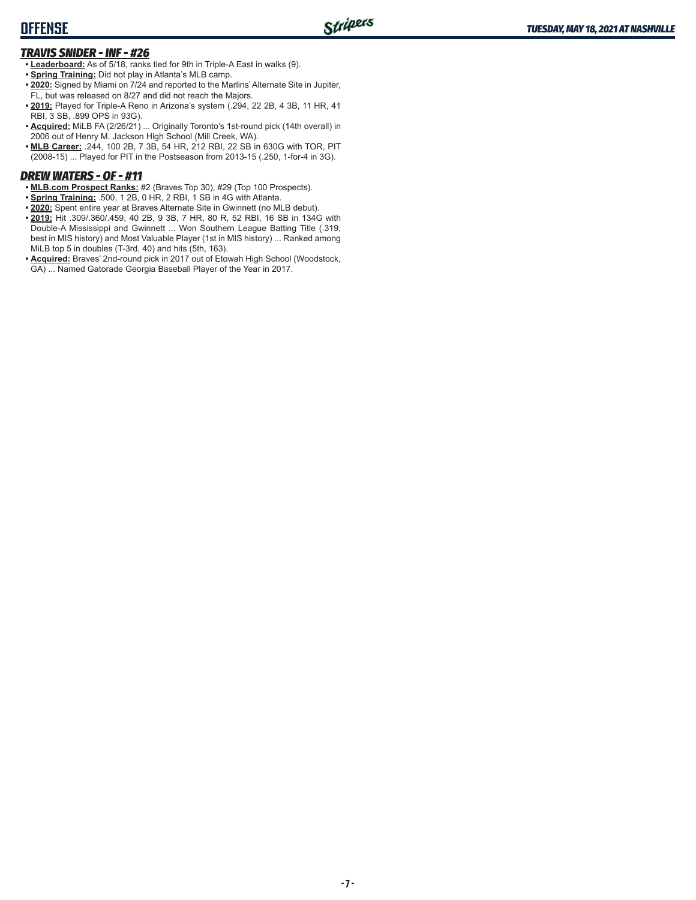## TRAVIS SNIDER - INF - #26

- **Leaderboard:** As of 5/18, ranks tied for 9th in Triple-A East in walks (9).
- **Spring Training:** Did not play in Atlanta's MLB camp.
- **2020:** Signed by Miami on 7/24 and reported to the Marlins' Alternate Site in Jupiter, FL, but was released on 8/27 and did not reach the Majors.
- **2019:** Played for Triple-A Reno in Arizona's system (.294, 22 2B, 4 3B, 11 HR, 41 RBI, 3 SB, .899 OPS in 93G).
- **Acquired:** MiLB FA (2/26/21) ... Originally Toronto's 1st-round pick (14th overall) in 2006 out of Henry M. Jackson High School (Mill Creek, WA).
- **MLB Career:** .244, 100 2B, 7 3B, 54 HR, 212 RBI, 22 SB in 630G with TOR, PIT (2008-15) ... Played for PIT in the Postseason from 2013-15 (.250, 1-for-4 in 3G).

## DREW WATERS - OF - #11

- **MLB.com Prospect Ranks:** #2 (Braves Top 30), #29 (Top 100 Prospects).
- **Spring Training:** .500, 1 2B, 0 HR, 2 RBI, 1 SB in 4G with Atlanta.
- **2020:** Spent entire year at Braves Alternate Site in Gwinnett (no MLB debut).
- **2019:** Hit .309/.360/.459, 40 2B, 9 3B, 7 HR, 80 R, 52 RBI, 16 SB in 134G with Double-A Mississippi and Gwinnett ... Won Southern League Batting Title (.319, best in MIS history) and Most Valuable Player (1st in MIS history) ... Ranked among MiLB top 5 in doubles (T-3rd, 40) and hits (5th, 163).
- **Acquired:** Braves' 2nd-round pick in 2017 out of Etowah High School (Woodstock, GA) ... Named Gatorade Georgia Baseball Player of the Year in 2017.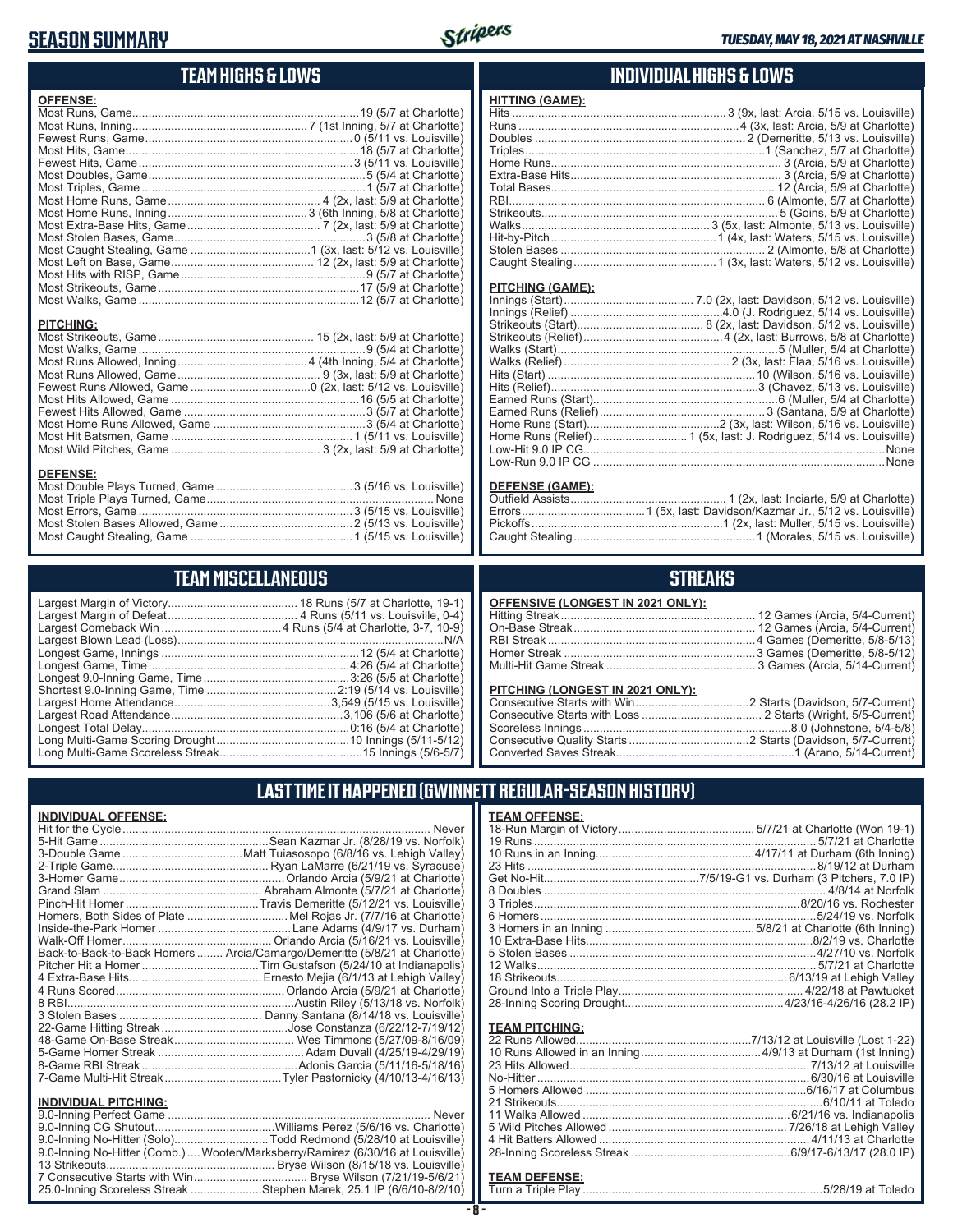# SEASON SUMMARY

## TEAM HIGHS & LOWS

**OFFENSE:**

| | |
|---|---|
| Most Runs, Game | 19 (5/7 at Charlotte) |
| Most Runs, Inning | 7 (1st Inning, 5/7 at Charlotte) |
| Fewest Runs, Game | 0 (5/11 vs. Louisville) |
| Most Hits, Game | 18 (5/7 at Charlotte) |
| Fewest Hits, Game | 3 (5/11 vs. Louisville) |
| Most Doubles, Game | 5 (5/4 at Charlotte) |
| Most Triples, Game | 1 (5/7 at Charlotte) |
| Most Home Runs, Game | 4 (2x, last: 5/9 at Charlotte) |
| Most Home Runs, Inning | 3 (6th Inning, 5/8 at Charlotte) |
| Most Extra-Base Hits, Game | 7 (2x, last: 5/9 at Charlotte) |
| Most Stolen Bases, Game | 3 (5/8 at Charlotte) |
| Most Caught Stealing, Game | 1 (3x, last: 5/12 vs. Louisville) |
| Most Left on Base, Game | 12 (2x, last: 5/9 at Charlotte) |
| Most Hits with RISP, Game | 9 (5/7 at Charlotte) |
| Most Strikeouts, Game | 17 (5/9 at Charlotte) |
| Most Walks, Game | 12 (5/7 at Charlotte) |

**PITCHING:**

| | |
|---|---|
| Most Strikeouts, Game | 15 (2x, last: 5/9 at Charlotte) |
| Most Walks, Game | 9 (5/4 at Charlotte) |
| Most Runs Allowed, Inning | 4 (4th Inning, 5/4 at Charlotte) |
| Most Runs Allowed, Game | 9 (3x, last: 5/9 at Charlotte) |
| Fewest Runs Allowed, Game | 0 (2x, last: 5/12 vs. Louisville) |
| Most Hits Allowed, Game | 16 (5/5 at Charlotte) |
| Fewest Hits Allowed, Game | 3 (5/7 at Charlotte) |
| Most Home Runs Allowed, Game | 3 (5/4 at Charlotte) |
| Most Hit Batsmen, Game | 1 (5/11 vs. Louisville) |
| Most Wild Pitches, Game | 3 (2x, last: 5/9 at Charlotte) |

**DEFENSE:**

| | |
|---|---|
| Most Double Plays Turned, Game | 3 (5/16 vs. Louisville) |
| Most Triple Plays Turned, Game | None |
| Most Errors, Game | 3 (5/15 vs. Louisville) |
| Most Stolen Bases Allowed, Game | 2 (5/13 vs. Louisville) |
| Most Caught Stealing, Game | 1 (5/15 vs. Louisville) |

## INDIVIDUAL HIGHS & LOWS

**HITTING (GAME):**

| | |
|---|---|
| Hits | 3 (9x, last: Arcia, 5/15 vs. Louisville) |
| Runs | 4 (3x, last: Arcia, 5/9 at Charlotte) |
| Doubles | 2 (Demeritte, 5/13 vs. Louisville) |
| Triples | 1 (Sanchez, 5/7 at Charlotte) |
| Home Runs | 3 (Arcia, 5/9 at Charlotte) |
| Extra-Base Hits | 3 (Arcia, 5/9 at Charlotte) |
| Total Bases | 12 (Arcia, 5/9 at Charlotte) |
| RBI | 6 (Almonte, 5/7 at Charlotte) |
| Strikeouts | 5 (Goins, 5/9 at Charlotte) |
| Walks | 3 (5x, last: Almonte, 5/13 vs. Louisville) |
| Hit-by-Pitch | 1 (4x, last: Waters, 5/15 vs. Louisville) |
| Stolen Bases | 2 (Almonte, 5/8 at Charlotte) |
| Caught Stealing | 1 (3x, last: Waters, 5/12 vs. Louisville) |

**PITCHING (GAME):**

| | |
|---|---|
| Innings (Start) | 7.0 (2x, last: Davidson, 5/12 vs. Louisville) |
| Innings (Relief) | 4.0 (J. Rodriguez, 5/14 vs. Louisville) |
| Strikeouts (Start) | 8 (2x, last: Davidson, 5/12 vs. Louisville) |
| Strikeouts (Relief) | 4 (2x, last: Burrows, 5/8 at Charlotte) |
| Walks (Start) | 5 (Muller, 5/4 at Charlotte) |
| Walks (Relief) | 2 (3x, last: Flaa, 5/16 vs. Louisville) |
| Hits (Start) | 10 (Wilson, 5/16 vs. Louisville) |
| Hits (Relief) | 3 (Chavez, 5/13 vs. Louisville) |
| Earned Runs (Start) | 6 (Muller, 5/4 at Charlotte) |
| Earned Runs (Relief) | 3 (Santana, 5/9 at Charlotte) |
| Home Runs (Start) | 2 (3x, last: Wilson, 5/16 vs. Louisville) |
| Home Runs (Relief) | 1 (5x, last: J. Rodriguez, 5/14 vs. Louisville) |
| Low-Hit 9.0 IP CG | None |
| Low-Run 9.0 IP CG | None |

**DEFENSE (GAME):**

| | |
|---|---|
| Outfield Assists | 1 (2x, last: Inciarte, 5/9 at Charlotte) |
| Errors | 1 (5x, last: Davidson/Kazmar Jr., 5/12 vs. Louisville) |
| Pickoffs | 1 (2x, last: Muller, 5/15 vs. Louisville) |
| Caught Stealing | 1 (Morales, 5/15 vs. Louisville) |

## TEAM MISCELLANEOUS

| | |
|---|---|
| Largest Margin of Victory | 18 Runs (5/7 at Charlotte, 19-1) |
| Largest Margin of Defeat | 4 Runs (5/11 vs. Louisville, 0-4) |
| Largest Comeback Win | 4 Runs (5/4 at Charlotte, 3-7, 10-9) |
| Largest Blown Lead (Loss) | N/A |
| Longest Game, Innings | 12 (5/4 at Charlotte) |
| Longest Game, Time | 4:26 (5/4 at Charlotte) |
| Longest 9.0-Inning Game, Time | 3:26 (5/5 at Charlotte) |
| Shortest 9.0-Inning Game, Time | 2:19 (5/14 vs. Louisville) |
| Largest Home Attendance | 3,549 (5/15 vs. Louisville) |
| Largest Road Attendance | 3,106 (5/6 at Charlotte) |
| Longest Total Delay | 0:16 (5/4 at Charlotte) |
| Long Multi-Game Scoring Drought | 10 Innings (5/11-5/12) |
| Long Multi-Game Scoreless Streak | 15 Innings (5/6-5/7) |

## STREAKS

**OFFENSIVE (LONGEST IN 2021 ONLY):**

| | |
|---|---|
| Hitting Streak | 12 Games (Arcia, 5/4-Current) |
| On-Base Streak | 12 Games (Arcia, 5/4-Current) |
| RBI Streak | 4 Games (Demeritte, 5/8-5/13) |
| Homer Streak | 3 Games (Demeritte, 5/8-5/12) |
| Multi-Hit Game Streak | 3 Games (Arcia, 5/14-Current) |

**PITCHING (LONGEST IN 2021 ONLY):**

| | |
|---|---|
| Consecutive Starts with Win | 2 Starts (Davidson, 5/7-Current) |
| Consecutive Starts with Loss | 2 Starts (Wright, 5/5-Current) |
| Scoreless Innings | 8.0 (Johnstone, 5/4-5/8) |
| Consecutive Quality Starts | 2 Starts (Davidson, 5/7-Current) |
| Converted Saves Streak | 1 (Arano, 5/14-Current) |

## LAST TIME IT HAPPENED (GWINNETT REGULAR-SEASON HISTORY)

**INDIVIDUAL OFFENSE:**

| | |
|---|---|
| Hit for the Cycle | Never |
| 5-Hit Game | Sean Kazmar Jr. (8/28/19 vs. Norfolk) |
| 3-Double Game | Matt Tuiasosopo (6/8/16 vs. Lehigh Valley) |
| 2-Triple Game | Ryan LaMarre (6/21/19 vs. Syracuse) |
| 3-Homer Game | Orlando Arcia (5/9/21 at Charlotte) |
| Grand Slam | Abraham Almonte (5/7/21 at Charlotte) |
| Pinch-Hit Homer | Travis Demeritte (5/12/21 vs. Louisville) |
| Homers, Both Sides of Plate | Mel Rojas Jr. (7/7/16 at Charlotte) |
| Inside-the-Park Homer | Lane Adams (4/9/17 vs. Durham) |
| Walk-Off Homer | Orlando Arcia (5/16/21 vs. Louisville) |
| Back-to-Back-to-Back Homers | Arcia/Camargo/Demeritte (5/8/21 at Charlotte) |
| Pitcher Hit a Homer | Tim Gustafson (5/24/10 at Indianapolis) |
| 4 Extra-Base Hits | Ernesto Mejia (6/1/13 at Lehigh Valley) |
| 4 Runs Scored | Orlando Arcia (5/9/21 at Charlotte) |
| 8 RBI | Austin Riley (5/13/18 vs. Norfolk) |
| 3 Stolen Bases | Danny Santana (8/14/18 vs. Louisville) |
| 22-Game Hitting Streak | Jose Constanza (6/22/12-7/19/12) |
| 48-Game On-Base Streak | Wes Timmons (5/27/09-8/16/09) |
| 5-Game Homer Streak | Adam Duvall (4/25/19-4/29/19) |
| 8-Game RBI Streak | Adonis Garcia (5/11/16-5/18/16) |
| 7-Game Multi-Hit Streak | Tyler Pastornicky (4/10/13-4/16/13) |

**INDIVIDUAL PITCHING:**

| | |
|---|---|
| 9.0-Inning Perfect Game | Never |
| 9.0-Inning CG Shutout | Williams Perez (5/6/16 vs. Charlotte) |
| 9.0-Inning No-Hitter (Solo) | Todd Redmond (5/28/10 at Louisville) |
| 9.0-Inning No-Hitter (Comb.) | Wooten/Marksberry/Ramirez (6/30/16 at Louisville) |
| 13 Strikeouts | Bryse Wilson (8/15/18 vs. Louisville) |
| 7 Consecutive Starts with Win | Bryse Wilson (7/21/19-5/6/21) |
| 25.0-Inning Scoreless Streak | Stephen Marek, 25.1 IP (6/6/10-8/2/10) |

**TEAM OFFENSE:**

| | |
|---|---|
| 18-Run Margin of Victory | 5/7/21 at Charlotte (Won 19-1) |
| 19 Runs | 5/7/21 at Charlotte |
| 10 Runs in an Inning | 4/17/11 at Durham (6th Inning) |
| 23 Hits | 8/19/12 at Durham |
| Get No-Hit | 7/5/19-G1 vs. Durham (3 Pitchers, 7.0 IP) |
| 8 Doubles | 4/8/14 at Norfolk |
| 3 Triples | 8/20/16 vs. Rochester |
| 6 Homers | 5/24/19 vs. Norfolk |
| 3 Homers in an Inning | 5/8/21 at Charlotte (6th Inning) |
| 10 Extra-Base Hits | 8/2/19 vs. Charlotte |
| 5 Stolen Bases | 4/27/10 vs. Norfolk |
| 12 Walks | 5/7/21 at Charlotte |
| 18 Strikeouts | 6/13/19 at Lehigh Valley |
| Ground Into a Triple Play | 4/22/18 at Pawtucket |
| 28-Inning Scoring Drought | 4/23/16-4/26/16 (28.2 IP) |

**TEAM PITCHING:**

| | |
|---|---|
| 22 Runs Allowed | 7/13/12 at Louisville (Lost 1-22) |
| 10 Runs Allowed in an Inning | 4/9/13 at Durham (1st Inning) |
| 23 Hits Allowed | 7/13/12 at Louisville |
| No-Hitter | 6/30/16 at Louisville |
| 5 Homers Allowed | 6/16/17 at Columbus |
| 21 Strikeouts | 6/10/11 at Toledo |
| 11 Walks Allowed | 6/21/16 vs. Indianapolis |
| 5 Wild Pitches Allowed | 7/26/18 at Lehigh Valley |
| 4 Hit Batters Allowed | 4/11/13 at Charlotte |
| 28-Inning Scoreless Streak | 6/9/17-6/13/17 (28.0 IP) |

**TEAM DEFENSE:**

| | |
|---|---|
| Turn a Triple Play | 5/28/19 at Toledo |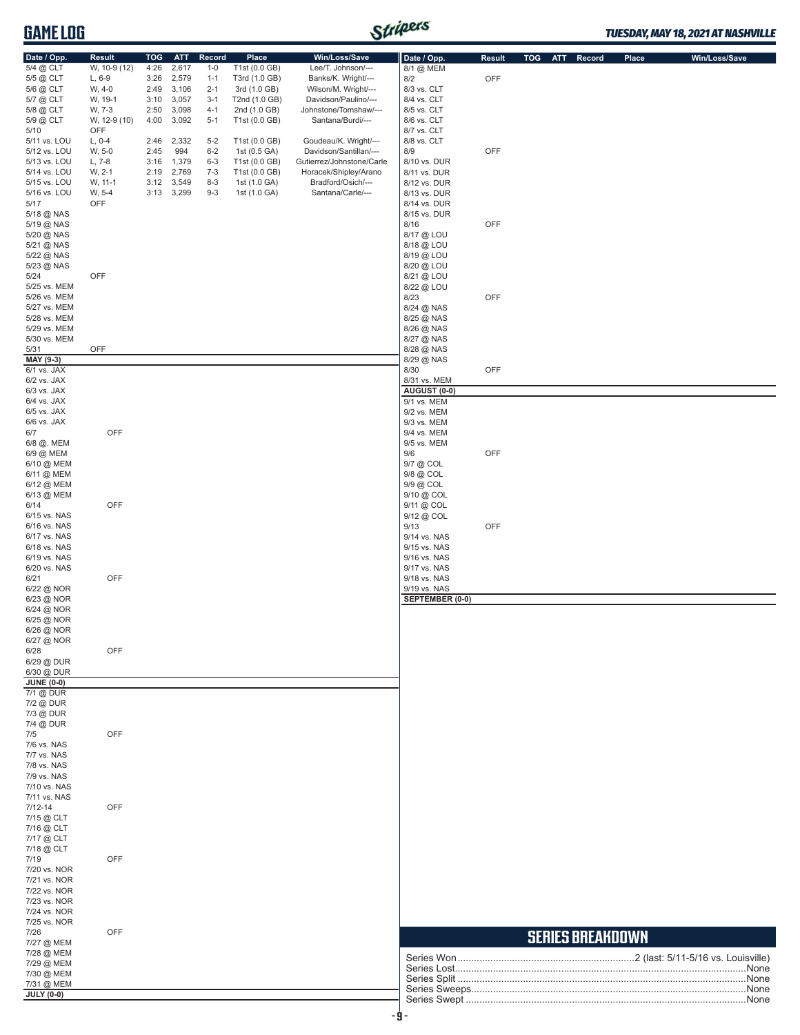## GAME LOG

| Date / Opp. | Result | TOG | ATT | Record | Place | Win/Loss/Save |
|---|---|---|---|---|---|---|
| 5/4 @ CLT | W, 10-9 (12) | 4:26 | 2,617 | 1-0 | T1st (0.0 GB) | Lee/T. Johnson/--- |
| 5/5 @ CLT | L, 6-9 | 3:26 | 2,579 | 1-1 | T3rd (1.0 GB) | Banks/K. Wright/--- |
| 5/6 @ CLT | W, 4-0 | 2:49 | 3,106 | 2-1 | 3rd (1.0 GB) | Wilson/M. Wright/--- |
| 5/7 @ CLT | W, 19-1 | 3:10 | 3,057 | 3-1 | T2nd (1.0 GB) | Davidson/Paulino/--- |
| 5/8 @ CLT | W, 7-3 | 2:50 | 3,098 | 4-1 | 2nd (1.0 GB) | Johnstone/Tomshaw/--- |
| 5/9 @ CLT | W, 12-9 (10) | 4:00 | 3,092 | 5-1 | T1st (0.0 GB) | Santana/Burdi/--- |
| 5/10 | OFF | | | | | |
| 5/11 vs. LOU | L, 0-4 | 2:46 | 2,332 | 5-2 | T1st (0.0 GB) | Goudeau/K. Wright/--- |
| 5/12 vs. LOU | W, 5-0 | 2:45 | 994 | 6-2 | 1st (0.5 GA) | Davidson/Santillan/--- |
| 5/13 vs. LOU | L, 7-8 | 3:16 | 1,379 | 6-3 | T1st (0.0 GB) | Gutierrez/Johnstone/Carle |
| 5/14 vs. LOU | W, 2-1 | 2:19 | 2,769 | 7-3 | T1st (0.0 GB) | Horacek/Shipley/Arano |
| 5/15 vs. LOU | W, 11-1 | 3:12 | 3,549 | 8-3 | 1st (1.0 GA) | Bradford/Osich/--- |
| 5/16 vs. LOU | W, 5-4 | 3:13 | 3,299 | 9-3 | 1st (1.0 GA) | Santana/Carle/--- |
| 5/17 | OFF | | | | | |
| 5/18 @ NAS | | | | | | |
| 5/19 @ NAS | | | | | | |
| 5/20 @ NAS | | | | | | |
| 5/21 @ NAS | | | | | | |
| 5/22 @ NAS | | | | | | |
| 5/23 @ NAS | | | | | | |
| 5/24 | OFF | | | | | |
| 5/25 vs. MEM | | | | | | |
| 5/26 vs. MEM | | | | | | |
| 5/27 vs. MEM | | | | | | |
| 5/28 vs. MEM | | | | | | |
| 5/29 vs. MEM | | | | | | |
| 5/30 vs. MEM | | | | | | |
| 5/31 | OFF | | | | | |
| **MAY (9-3)** | | | | | | |
| 6/1 vs. JAX | | | | | | |
| 6/2 vs. JAX | | | | | | |
| 6/3 vs. JAX | | | | | | |
| 6/4 vs. JAX | | | | | | |
| 6/5 vs. JAX | | | | | | |
| 6/6 vs. JAX | | | | | | |
| 6/7 | OFF | | | | | |
| 6/8 @. MEM | | | | | | |
| 6/9 @ MEM | | | | | | |
| 6/10 @ MEM | | | | | | |
| 6/11 @ MEM | | | | | | |
| 6/12 @ MEM | | | | | | |
| 6/13 @ MEM | | | | | | |
| 6/14 | OFF | | | | | |
| 6/15 vs. NAS | | | | | | |
| 6/16 vs. NAS | | | | | | |
| 6/17 vs. NAS | | | | | | |
| 6/18 vs. NAS | | | | | | |
| 6/19 vs. NAS | | | | | | |
| 6/20 vs. NAS | | | | | | |
| 6/21 | OFF | | | | | |
| 6/22 @ NOR | | | | | | |
| 6/23 @ NOR | | | | | | |
| 6/24 @ NOR | | | | | | |
| 6/25 @ NOR | | | | | | |
| 6/26 @ NOR | | | | | | |
| 6/27 @ NOR | | | | | | |
| 6/28 | OFF | | | | | |
| 6/29 @ DUR | | | | | | |
| 6/30 @ DUR | | | | | | |
| **JUNE (0-0)** | | | | | | |
| 7/1 @ DUR | | | | | | |
| 7/2 @ DUR | | | | | | |
| 7/3 @ DUR | | | | | | |
| 7/4 @ DUR | | | | | | |
| 7/5 | OFF | | | | | |
| 7/6 vs. NAS | | | | | | |
| 7/7 vs. NAS | | | | | | |
| 7/8 vs. NAS | | | | | | |
| 7/9 vs. NAS | | | | | | |
| 7/10 vs. NAS | | | | | | |
| 7/11 vs. NAS | | | | | | |
| 7/12-14 | OFF | | | | | |
| 7/15 @ CLT | | | | | | |
| 7/16 @ CLT | | | | | | |
| 7/17 @ CLT | | | | | | |
| 7/18 @ CLT | | | | | | |
| 7/19 | OFF | | | | | |
| 7/20 vs. NOR | | | | | | |
| 7/21 vs. NOR | | | | | | |
| 7/22 vs. NOR | | | | | | |
| 7/23 vs. NOR | | | | | | |
| 7/24 vs. NOR | | | | | | |
| 7/25 vs. NOR | | | | | | |
| 7/26 | OFF | | | | | |
| 7/27 @ MEM | | | | | | |
| 7/28 @ MEM | | | | | | |
| 7/29 @ MEM | | | | | | |
| 7/30 @ MEM | | | | | | |
| 7/31 @ MEM | | | | | | |
| **JULY (0-0)** | | | | | | |

| Date / Opp. | Result | TOG | ATT | Record | Place | Win/Loss/Save |
|---|---|---|---|---|---|---|
| 8/1 @ MEM | | | | | | |
| 8/2 | OFF | | | | | |
| 8/3 vs. CLT | | | | | | |
| 8/4 vs. CLT | | | | | | |
| 8/5 vs. CLT | | | | | | |
| 8/6 vs. CLT | | | | | | |
| 8/7 vs. CLT | | | | | | |
| 8/8 vs. CLT | | | | | | |
| 8/9 | OFF | | | | | |
| 8/10 vs. DUR | | | | | | |
| 8/11 vs. DUR | | | | | | |
| 8/12 vs. DUR | | | | | | |
| 8/13 vs. DUR | | | | | | |
| 8/14 vs. DUR | | | | | | |
| 8/15 vs. DUR | | | | | | |
| 8/16 | OFF | | | | | |
| 8/17 @ LOU | | | | | | |
| 8/18 @ LOU | | | | | | |
| 8/19 @ LOU | | | | | | |
| 8/20 @ LOU | | | | | | |
| 8/21 @ LOU | | | | | | |
| 8/22 @ LOU | | | | | | |
| 8/23 | OFF | | | | | |
| 8/24 @ NAS | | | | | | |
| 8/25 @ NAS | | | | | | |
| 8/26 @ NAS | | | | | | |
| 8/27 @ NAS | | | | | | |
| 8/28 @ NAS | | | | | | |
| 8/29 @ NAS | | | | | | |
| 8/30 | OFF | | | | | |
| 8/31 vs. MEM | | | | | | |
| **AUGUST (0-0)** | | | | | | |
| 9/1 vs. MEM | | | | | | |
| 9/2 vs. MEM | | | | | | |
| 9/3 vs. MEM | | | | | | |
| 9/4 vs. MEM | | | | | | |
| 9/5 vs. MEM | | | | | | |
| 9/6 | OFF | | | | | |
| 9/7 @ COL | | | | | | |
| 9/8 @ COL | | | | | | |
| 9/9 @ COL | | | | | | |
| 9/10 @ COL | | | | | | |
| 9/11 @ COL | | | | | | |
| 9/12 @ COL | | | | | | |
| 9/13 | OFF | | | | | |
| 9/14 vs. NAS | | | | | | |
| 9/15 vs. NAS | | | | | | |
| 9/16 vs. NAS | | | | | | |
| 9/17 vs. NAS | | | | | | |
| 9/18 vs. NAS | | | | | | |
| 9/19 vs. NAS | | | | | | |
| **SEPTEMBER (0-0)** | | | | | | |

## SERIES BREAKDOWN

Series Won..........2 (last: 5/11-5/16 vs. Louisville)
Series Lost..........None
Series Split..........None
Series Sweeps..........None
Series Swept..........None